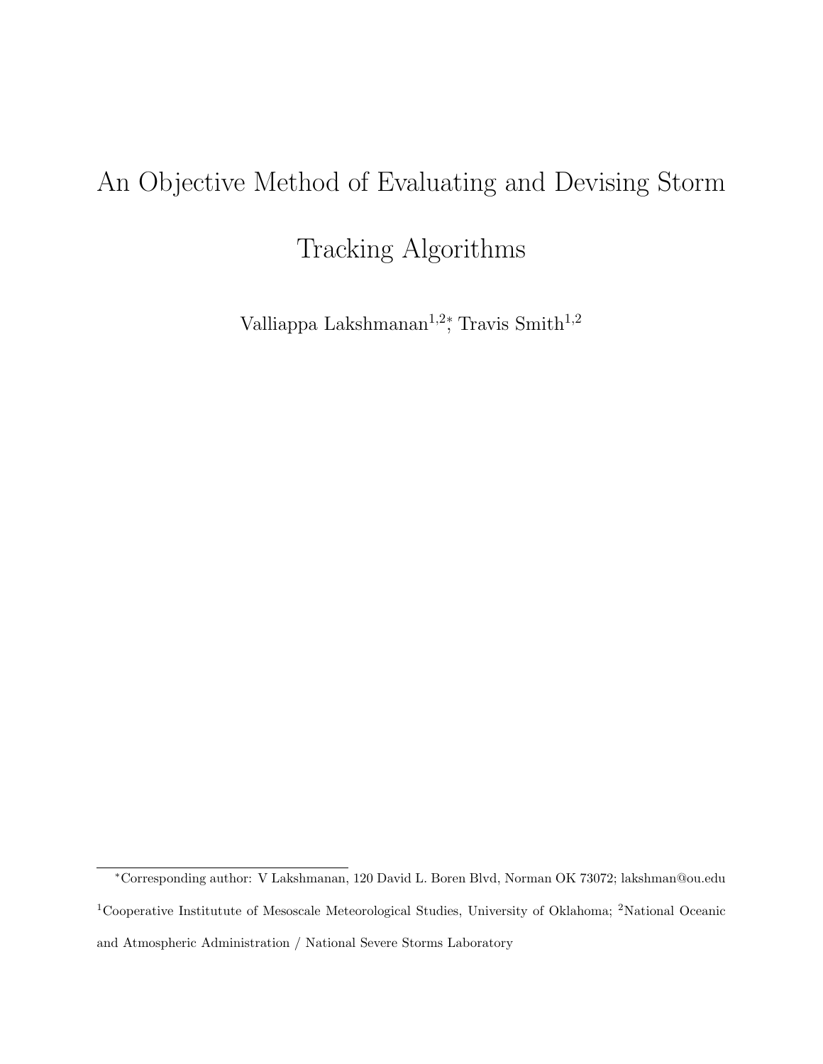# An Objective Method of Evaluating and Devising Storm Tracking Algorithms

Valliappa Lakshmanan[1,2]*, Travis Smith[1,2]

*Corresponding author: V Lakshmanan, 120 David L. Boren Blvd, Norman OK 73072; lakshman@ou.edu

[1]Cooperative Institutute of Mesoscale Meteorological Studies, University of Oklahoma; [2]National Oceanic and Atmospheric Administration / National Severe Storms Laboratory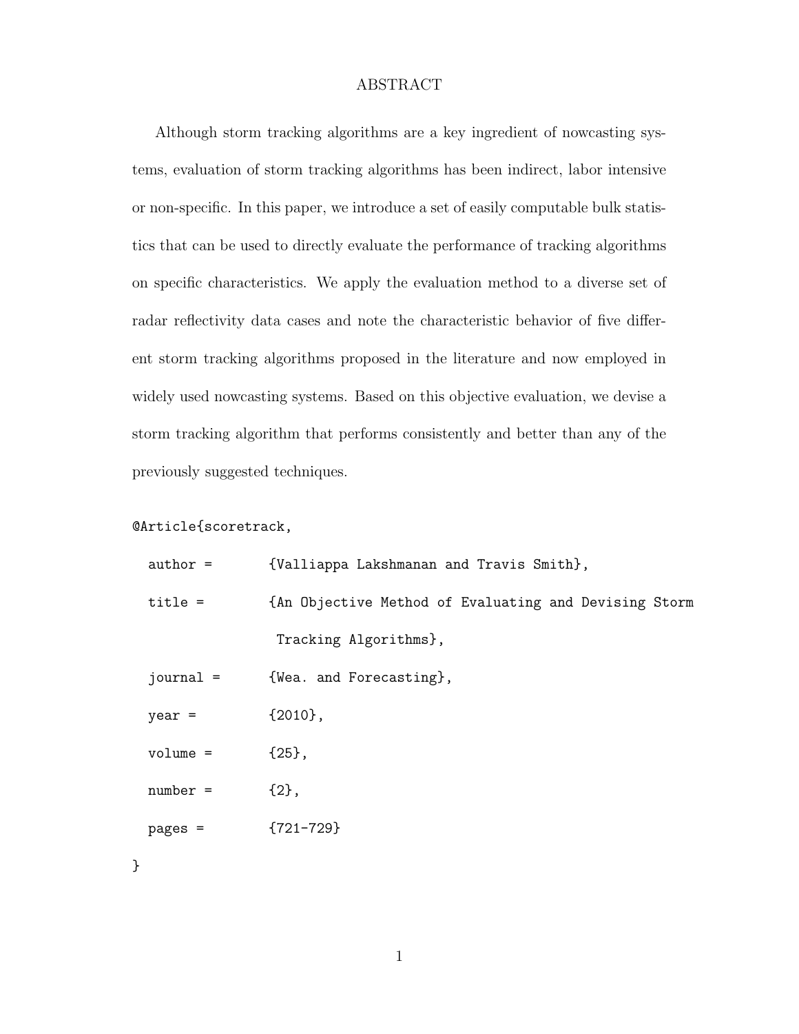## ABSTRACT

Although storm tracking algorithms are a key ingredient of nowcasting systems, evaluation of storm tracking algorithms has been indirect, labor intensive or non-specific. In this paper, we introduce a set of easily computable bulk statistics that can be used to directly evaluate the performance of tracking algorithms on specific characteristics. We apply the evaluation method to a diverse set of radar reflectivity data cases and note the characteristic behavior of five different storm tracking algorithms proposed in the literature and now employed in widely used nowcasting systems. Based on this objective evaluation, we devise a storm tracking algorithm that performs consistently and better than any of the previously suggested techniques.

```
@Article{scoretrack,
  author =       {Valliappa Lakshmanan and Travis Smith},
  title =        {An Objective Method of Evaluating and Devising Storm
                  Tracking Algorithms},
  journal =      {Wea. and Forecasting},
  year =         {2010},
  volume =       {25},
  number =       {2},
  pages =        {721-729}
}
```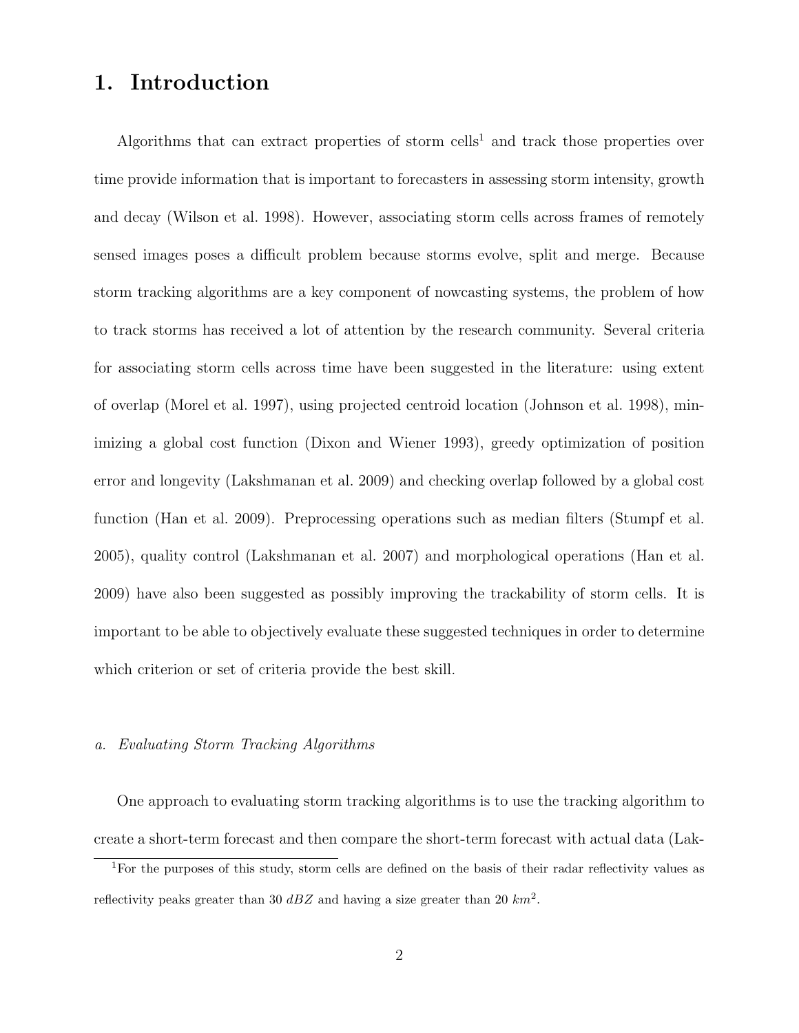# 1. Introduction

Algorithms that can extract properties of storm cells[1] and track those properties over time provide information that is important to forecasters in assessing storm intensity, growth and decay (Wilson et al. 1998). However, associating storm cells across frames of remotely sensed images poses a difficult problem because storms evolve, split and merge. Because storm tracking algorithms are a key component of nowcasting systems, the problem of how to track storms has received a lot of attention by the research community. Several criteria for associating storm cells across time have been suggested in the literature: using extent of overlap (Morel et al. 1997), using projected centroid location (Johnson et al. 1998), minimizing a global cost function (Dixon and Wiener 1993), greedy optimization of position error and longevity (Lakshmanan et al. 2009) and checking overlap followed by a global cost function (Han et al. 2009). Preprocessing operations such as median filters (Stumpf et al. 2005), quality control (Lakshmanan et al. 2007) and morphological operations (Han et al. 2009) have also been suggested as possibly improving the trackability of storm cells. It is important to be able to objectively evaluate these suggested techniques in order to determine which criterion or set of criteria provide the best skill.

### *a. Evaluating Storm Tracking Algorithms*

One approach to evaluating storm tracking algorithms is to use the tracking algorithm to create a short-term forecast and then compare the short-term forecast with actual data (Lak-

[1] For the purposes of this study, storm cells are defined on the basis of their radar reflectivity values as reflectivity peaks greater than 30 $dBZ$ and having a size greater than 20 $km^2$.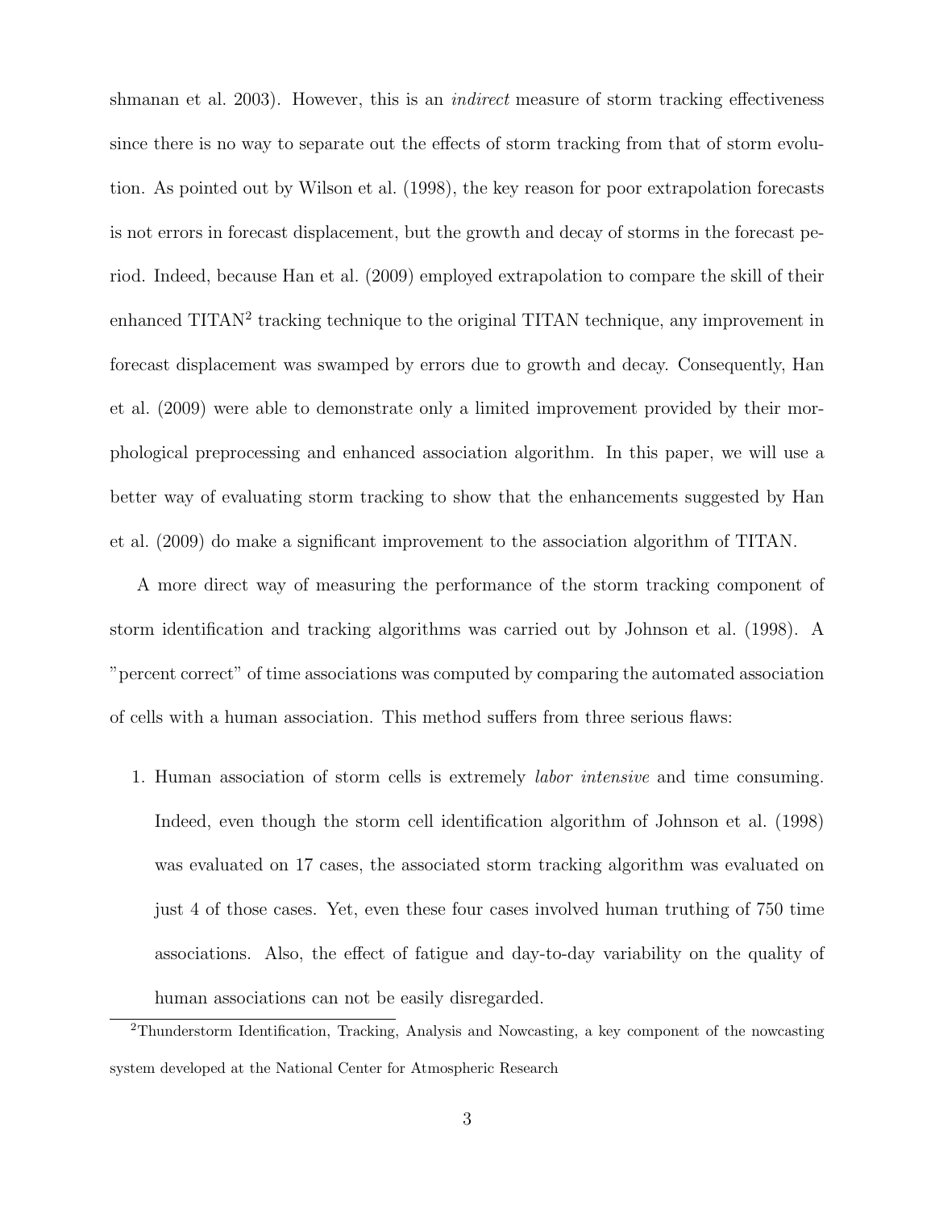shmanan et al. 2003). However, this is an *indirect* measure of storm tracking effectiveness since there is no way to separate out the effects of storm tracking from that of storm evolution. As pointed out by Wilson et al. (1998), the key reason for poor extrapolation forecasts is not errors in forecast displacement, but the growth and decay of storms in the forecast period. Indeed, because Han et al. (2009) employed extrapolation to compare the skill of their enhanced TITAN[2] tracking technique to the original TITAN technique, any improvement in forecast displacement was swamped by errors due to growth and decay. Consequently, Han et al. (2009) were able to demonstrate only a limited improvement provided by their morphological preprocessing and enhanced association algorithm. In this paper, we will use a better way of evaluating storm tracking to show that the enhancements suggested by Han et al. (2009) do make a significant improvement to the association algorithm of TITAN.

A more direct way of measuring the performance of the storm tracking component of storm identification and tracking algorithms was carried out by Johnson et al. (1998). A "percent correct" of time associations was computed by comparing the automated association of cells with a human association. This method suffers from three serious flaws:

1. Human association of storm cells is extremely *labor intensive* and time consuming. Indeed, even though the storm cell identification algorithm of Johnson et al. (1998) was evaluated on 17 cases, the associated storm tracking algorithm was evaluated on just 4 of those cases. Yet, even these four cases involved human truthing of 750 time associations. Also, the effect of fatigue and day-to-day variability on the quality of human associations can not be easily disregarded.

[2]Thunderstorm Identification, Tracking, Analysis and Nowcasting, a key component of the nowcasting system developed at the National Center for Atmospheric Research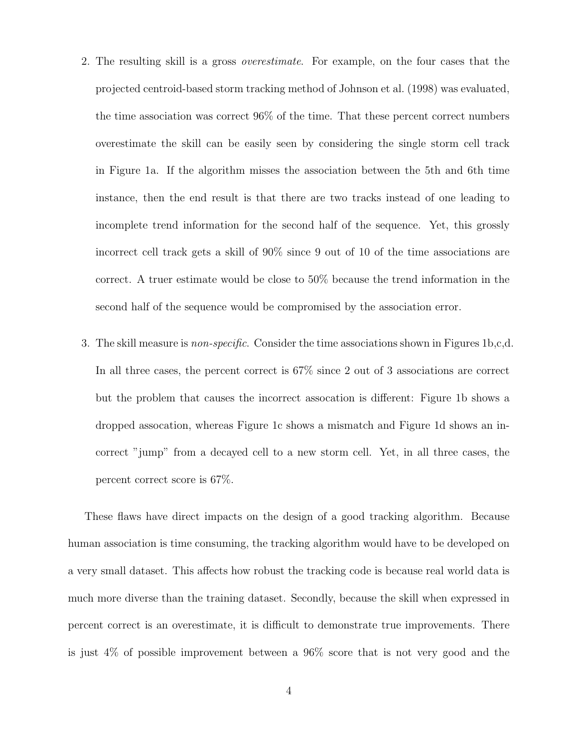2. The resulting skill is a gross *overestimate*. For example, on the four cases that the projected centroid-based storm tracking method of Johnson et al. (1998) was evaluated, the time association was correct 96% of the time. That these percent correct numbers overestimate the skill can be easily seen by considering the single storm cell track in Figure 1a. If the algorithm misses the association between the 5th and 6th time instance, then the end result is that there are two tracks instead of one leading to incomplete trend information for the second half of the sequence. Yet, this grossly incorrect cell track gets a skill of 90% since 9 out of 10 of the time associations are correct. A truer estimate would be close to 50% because the trend information in the second half of the sequence would be compromised by the association error.

3. The skill measure is *non-specific*. Consider the time associations shown in Figures 1b,c,d. In all three cases, the percent correct is 67% since 2 out of 3 associations are correct but the problem that causes the incorrect assocation is different: Figure 1b shows a dropped assocation, whereas Figure 1c shows a mismatch and Figure 1d shows an incorrect "jump" from a decayed cell to a new storm cell. Yet, in all three cases, the percent correct score is 67%.

These flaws have direct impacts on the design of a good tracking algorithm. Because human association is time consuming, the tracking algorithm would have to be developed on a very small dataset. This affects how robust the tracking code is because real world data is much more diverse than the training dataset. Secondly, because the skill when expressed in percent correct is an overestimate, it is difficult to demonstrate true improvements. There is just 4% of possible improvement between a 96% score that is not very good and the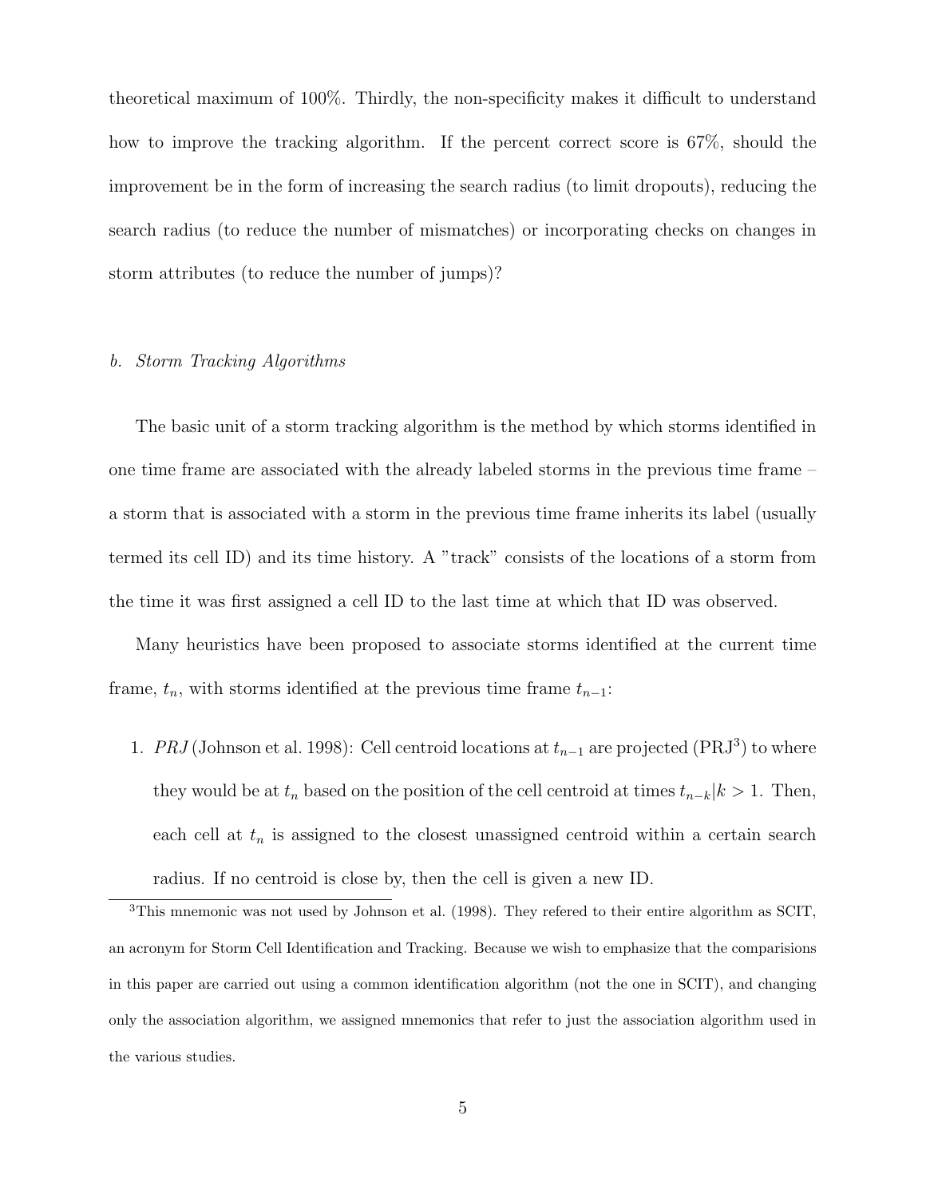theoretical maximum of 100%. Thirdly, the non-specificity makes it difficult to understand how to improve the tracking algorithm. If the percent correct score is 67%, should the improvement be in the form of increasing the search radius (to limit dropouts), reducing the search radius (to reduce the number of mismatches) or incorporating checks on changes in storm attributes (to reduce the number of jumps)?

### *b. Storm Tracking Algorithms*

The basic unit of a storm tracking algorithm is the method by which storms identified in one time frame are associated with the already labeled storms in the previous time frame – a storm that is associated with a storm in the previous time frame inherits its label (usually termed its cell ID) and its time history. A "track" consists of the locations of a storm from the time it was first assigned a cell ID to the last time at which that ID was observed.

Many heuristics have been proposed to associate storms identified at the current time frame, $t_n$, with storms identified at the previous time frame $t_{n-1}$:

1. *PRJ* (Johnson et al. 1998): Cell centroid locations at $t_{n-1}$ are projected (PRJ[3]) to where they would be at $t_n$ based on the position of the cell centroid at times $t_{n-k}|k > 1$. Then, each cell at $t_n$ is assigned to the closest unassigned centroid within a certain search radius. If no centroid is close by, then the cell is given a new ID.

[3]This mnemonic was not used by Johnson et al. (1998). They refered to their entire algorithm as SCIT, an acronym for Storm Cell Identification and Tracking. Because we wish to emphasize that the comparisions in this paper are carried out using a common identification algorithm (not the one in SCIT), and changing only the association algorithm, we assigned mnemonics that refer to just the association algorithm used in the various studies.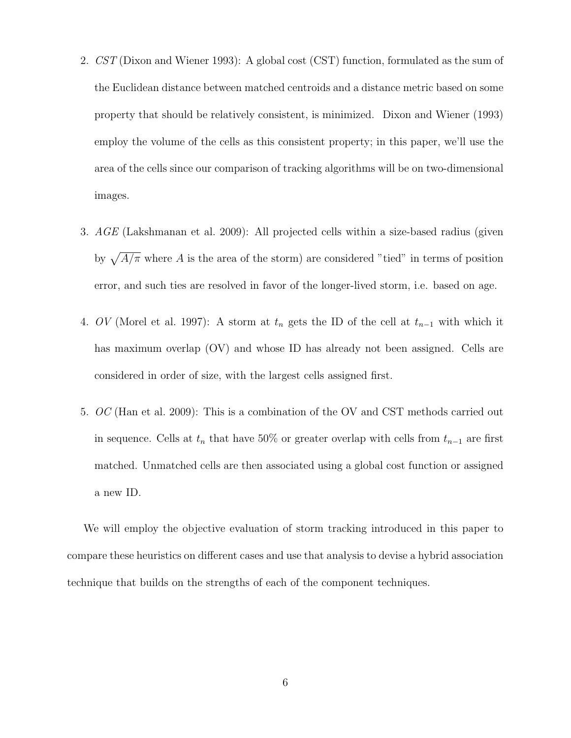2. *CST* (Dixon and Wiener 1993): A global cost (CST) function, formulated as the sum of the Euclidean distance between matched centroids and a distance metric based on some property that should be relatively consistent, is minimized. Dixon and Wiener (1993) employ the volume of the cells as this consistent property; in this paper, we'll use the area of the cells since our comparison of tracking algorithms will be on two-dimensional images.

3. *AGE* (Lakshmanan et al. 2009): All projected cells within a size-based radius (given by $\sqrt{A/\pi}$ where $A$ is the area of the storm) are considered "tied" in terms of position error, and such ties are resolved in favor of the longer-lived storm, i.e. based on age.

4. *OV* (Morel et al. 1997): A storm at $t_n$ gets the ID of the cell at $t_{n-1}$ with which it has maximum overlap (OV) and whose ID has already not been assigned. Cells are considered in order of size, with the largest cells assigned first.

5. *OC* (Han et al. 2009): This is a combination of the OV and CST methods carried out in sequence. Cells at $t_n$ that have 50% or greater overlap with cells from $t_{n-1}$ are first matched. Unmatched cells are then associated using a global cost function or assigned a new ID.

We will employ the objective evaluation of storm tracking introduced in this paper to compare these heuristics on different cases and use that analysis to devise a hybrid association technique that builds on the strengths of each of the component techniques.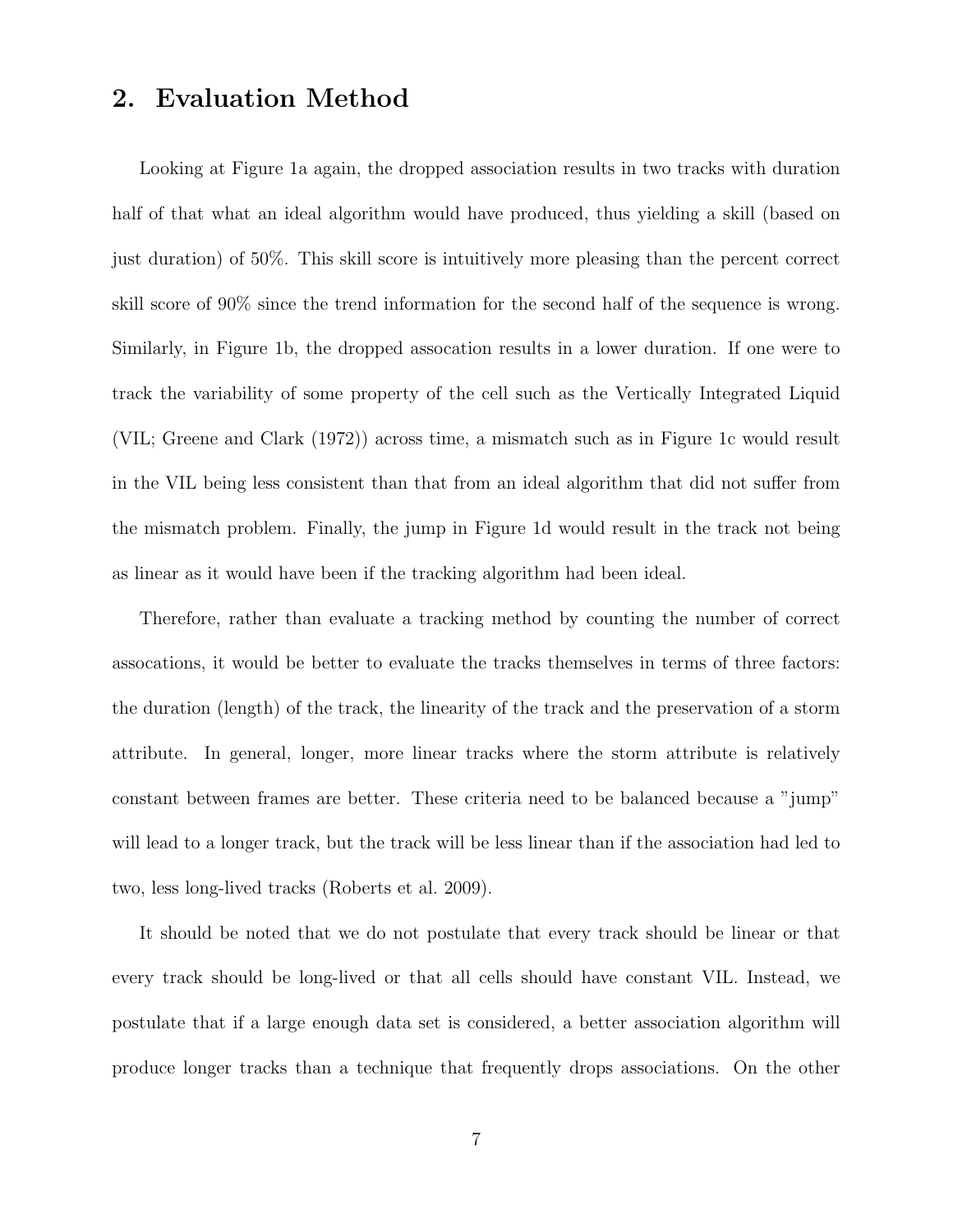## 2. Evaluation Method

Looking at Figure 1a again, the dropped association results in two tracks with duration half of that what an ideal algorithm would have produced, thus yielding a skill (based on just duration) of 50%. This skill score is intuitively more pleasing than the percent correct skill score of 90% since the trend information for the second half of the sequence is wrong. Similarly, in Figure 1b, the dropped assocation results in a lower duration. If one were to track the variability of some property of the cell such as the Vertically Integrated Liquid (VIL; Greene and Clark (1972)) across time, a mismatch such as in Figure 1c would result in the VIL being less consistent than that from an ideal algorithm that did not suffer from the mismatch problem. Finally, the jump in Figure 1d would result in the track not being as linear as it would have been if the tracking algorithm had been ideal.

Therefore, rather than evaluate a tracking method by counting the number of correct assocations, it would be better to evaluate the tracks themselves in terms of three factors: the duration (length) of the track, the linearity of the track and the preservation of a storm attribute. In general, longer, more linear tracks where the storm attribute is relatively constant between frames are better. These criteria need to be balanced because a "jump" will lead to a longer track, but the track will be less linear than if the association had led to two, less long-lived tracks (Roberts et al. 2009).

It should be noted that we do not postulate that every track should be linear or that every track should be long-lived or that all cells should have constant VIL. Instead, we postulate that if a large enough data set is considered, a better association algorithm will produce longer tracks than a technique that frequently drops associations. On the other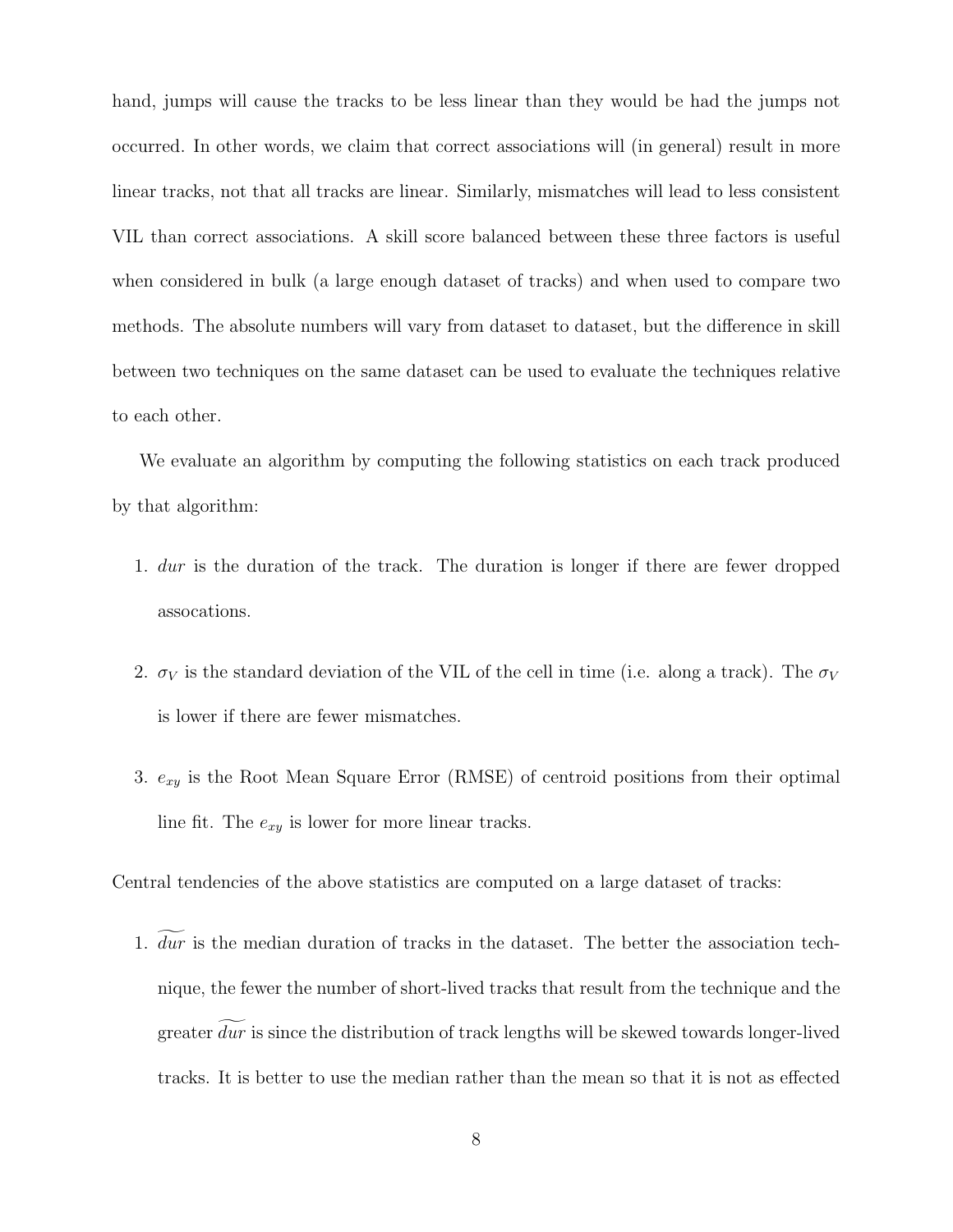hand, jumps will cause the tracks to be less linear than they would be had the jumps not occurred. In other words, we claim that correct associations will (in general) result in more linear tracks, not that all tracks are linear. Similarly, mismatches will lead to less consistent VIL than correct associations. A skill score balanced between these three factors is useful when considered in bulk (a large enough dataset of tracks) and when used to compare two methods. The absolute numbers will vary from dataset to dataset, but the difference in skill between two techniques on the same dataset can be used to evaluate the techniques relative to each other.

We evaluate an algorithm by computing the following statistics on each track produced by that algorithm:

1. $dur$ is the duration of the track. The duration is longer if there are fewer dropped assocations.
2. $\sigma_V$ is the standard deviation of the VIL of the cell in time (i.e. along a track). The $\sigma_V$ is lower if there are fewer mismatches.
3. $e_{xy}$ is the Root Mean Square Error (RMSE) of centroid positions from their optimal line fit. The $e_{xy}$ is lower for more linear tracks.

Central tendencies of the above statistics are computed on a large dataset of tracks:

1. $\widetilde{dur}$ is the median duration of tracks in the dataset. The better the association technique, the fewer the number of short-lived tracks that result from the technique and the greater $\widetilde{dur}$ is since the distribution of track lengths will be skewed towards longer-lived tracks. It is better to use the median rather than the mean so that it is not as effected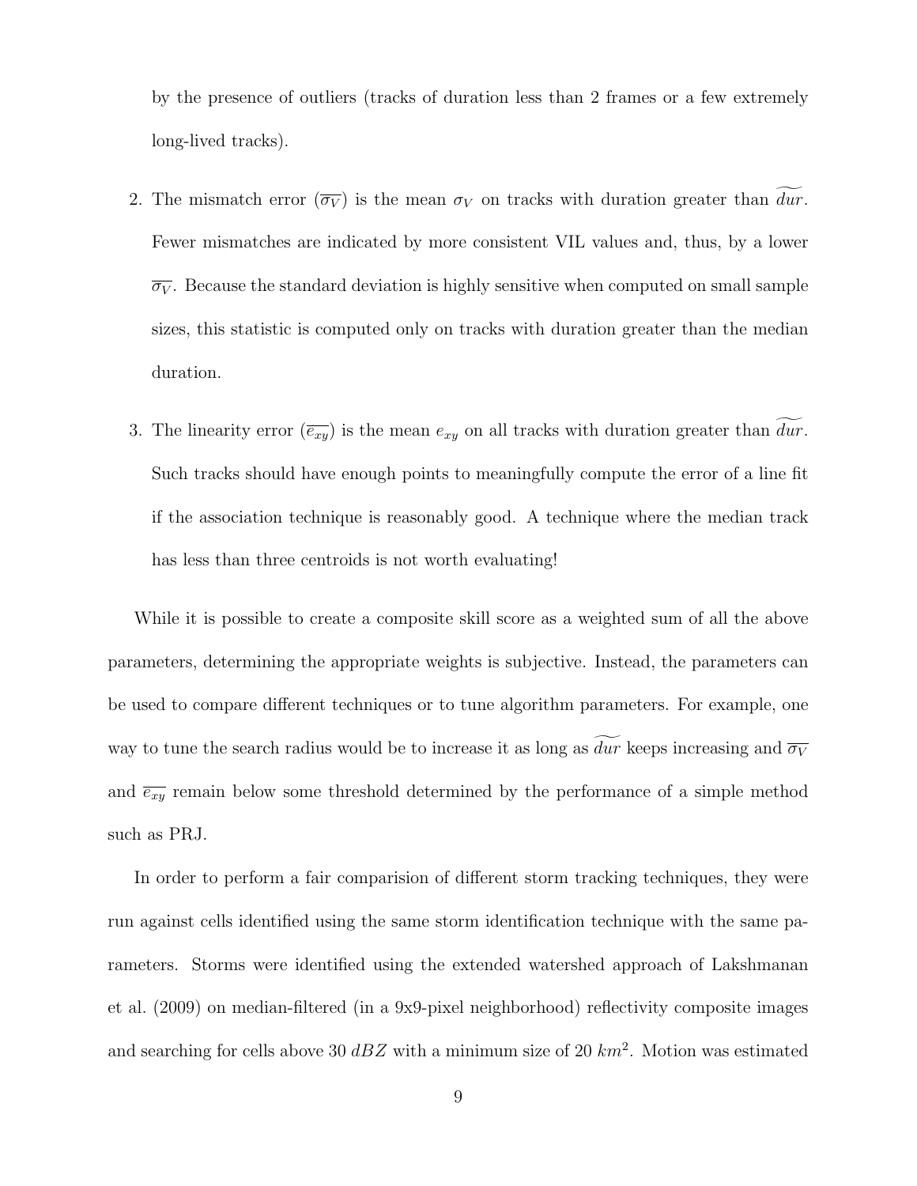by the presence of outliers (tracks of duration less than 2 frames or a few extremely long-lived tracks).

2. The mismatch error ($\overline{\sigma_V}$) is the mean $\sigma_V$ on tracks with duration greater than $\widetilde{dur}$. Fewer mismatches are indicated by more consistent VIL values and, thus, by a lower $\overline{\sigma_V}$. Because the standard deviation is highly sensitive when computed on small sample sizes, this statistic is computed only on tracks with duration greater than the median duration.

3. The linearity error ($\overline{e_{xy}}$) is the mean $e_{xy}$ on all tracks with duration greater than $\widetilde{dur}$. Such tracks should have enough points to meaningfully compute the error of a line fit if the association technique is reasonably good. A technique where the median track has less than three centroids is not worth evaluating!

While it is possible to create a composite skill score as a weighted sum of all the above parameters, determining the appropriate weights is subjective. Instead, the parameters can be used to compare different techniques or to tune algorithm parameters. For example, one way to tune the search radius would be to increase it as long as $\widetilde{dur}$ keeps increasing and $\overline{\sigma_V}$ and $\overline{e_{xy}}$ remain below some threshold determined by the performance of a simple method such as PRJ.

In order to perform a fair comparision of different storm tracking techniques, they were run against cells identified using the same storm identification technique with the same parameters. Storms were identified using the extended watershed approach of Lakshmanan et al. (2009) on median-filtered (in a 9x9-pixel neighborhood) reflectivity composite images and searching for cells above 30 $dBZ$ with a minimum size of 20 $km^2$. Motion was estimated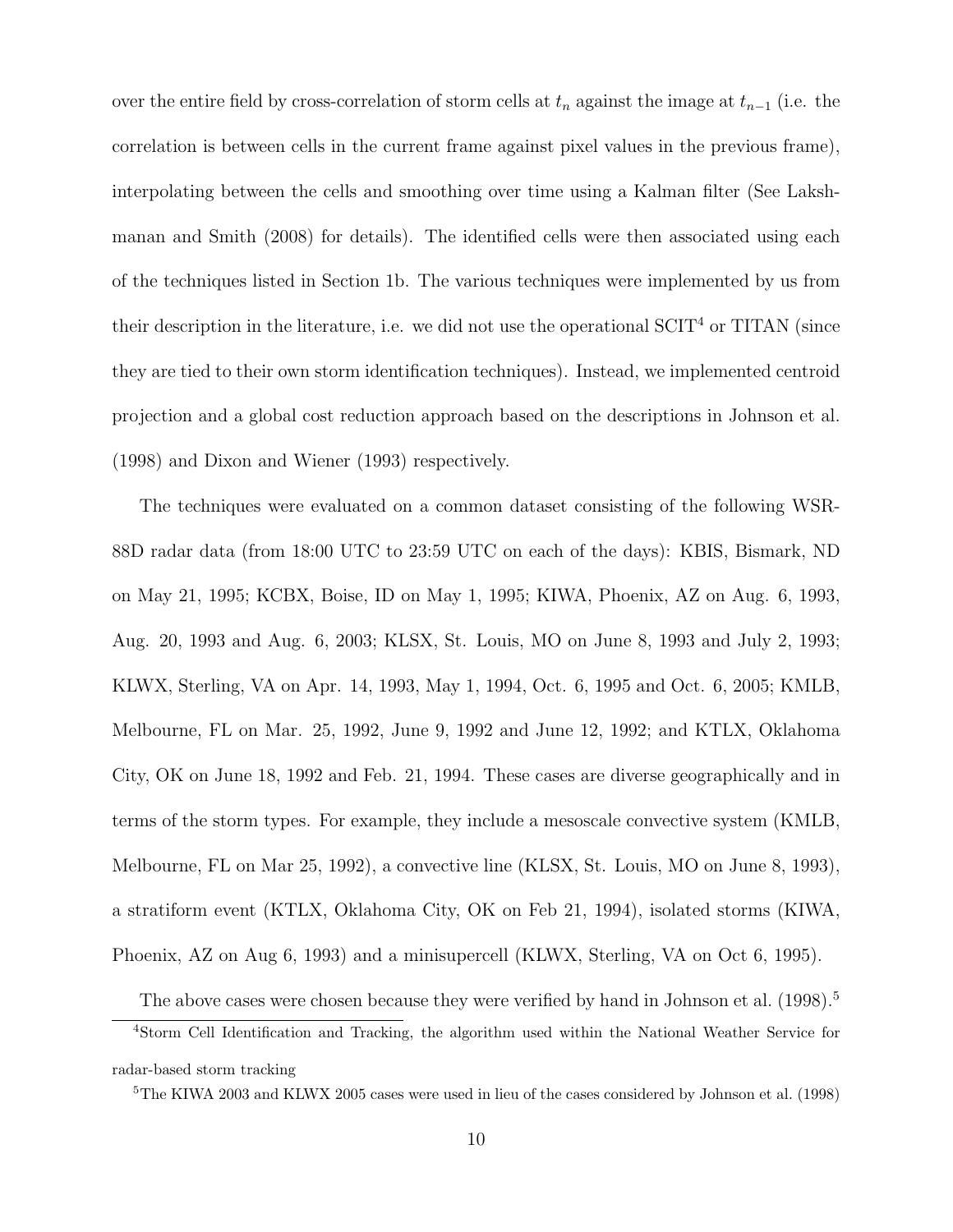over the entire field by cross-correlation of storm cells at $t_n$ against the image at $t_{n-1}$ (i.e. the correlation is between cells in the current frame against pixel values in the previous frame), interpolating between the cells and smoothing over time using a Kalman filter (See Lakshmanan and Smith (2008) for details). The identified cells were then associated using each of the techniques listed in Section 1b. The various techniques were implemented by us from their description in the literature, i.e. we did not use the operational SCIT[4] or TITAN (since they are tied to their own storm identification techniques). Instead, we implemented centroid projection and a global cost reduction approach based on the descriptions in Johnson et al. (1998) and Dixon and Wiener (1993) respectively.

The techniques were evaluated on a common dataset consisting of the following WSR-88D radar data (from 18:00 UTC to 23:59 UTC on each of the days): KBIS, Bismark, ND on May 21, 1995; KCBX, Boise, ID on May 1, 1995; KIWA, Phoenix, AZ on Aug. 6, 1993, Aug. 20, 1993 and Aug. 6, 2003; KLSX, St. Louis, MO on June 8, 1993 and July 2, 1993; KLWX, Sterling, VA on Apr. 14, 1993, May 1, 1994, Oct. 6, 1995 and Oct. 6, 2005; KMLB, Melbourne, FL on Mar. 25, 1992, June 9, 1992 and June 12, 1992; and KTLX, Oklahoma City, OK on June 18, 1992 and Feb. 21, 1994. These cases are diverse geographically and in terms of the storm types. For example, they include a mesoscale convective system (KMLB, Melbourne, FL on Mar 25, 1992), a convective line (KLSX, St. Louis, MO on June 8, 1993), a stratiform event (KTLX, Oklahoma City, OK on Feb 21, 1994), isolated storms (KIWA, Phoenix, AZ on Aug 6, 1993) and a minisupercell (KLWX, Sterling, VA on Oct 6, 1995).

The above cases were chosen because they were verified by hand in Johnson et al. (1998).[5]

[4]Storm Cell Identification and Tracking, the algorithm used within the National Weather Service for radar-based storm tracking

[5]The KIWA 2003 and KLWX 2005 cases were used in lieu of the cases considered by Johnson et al. (1998)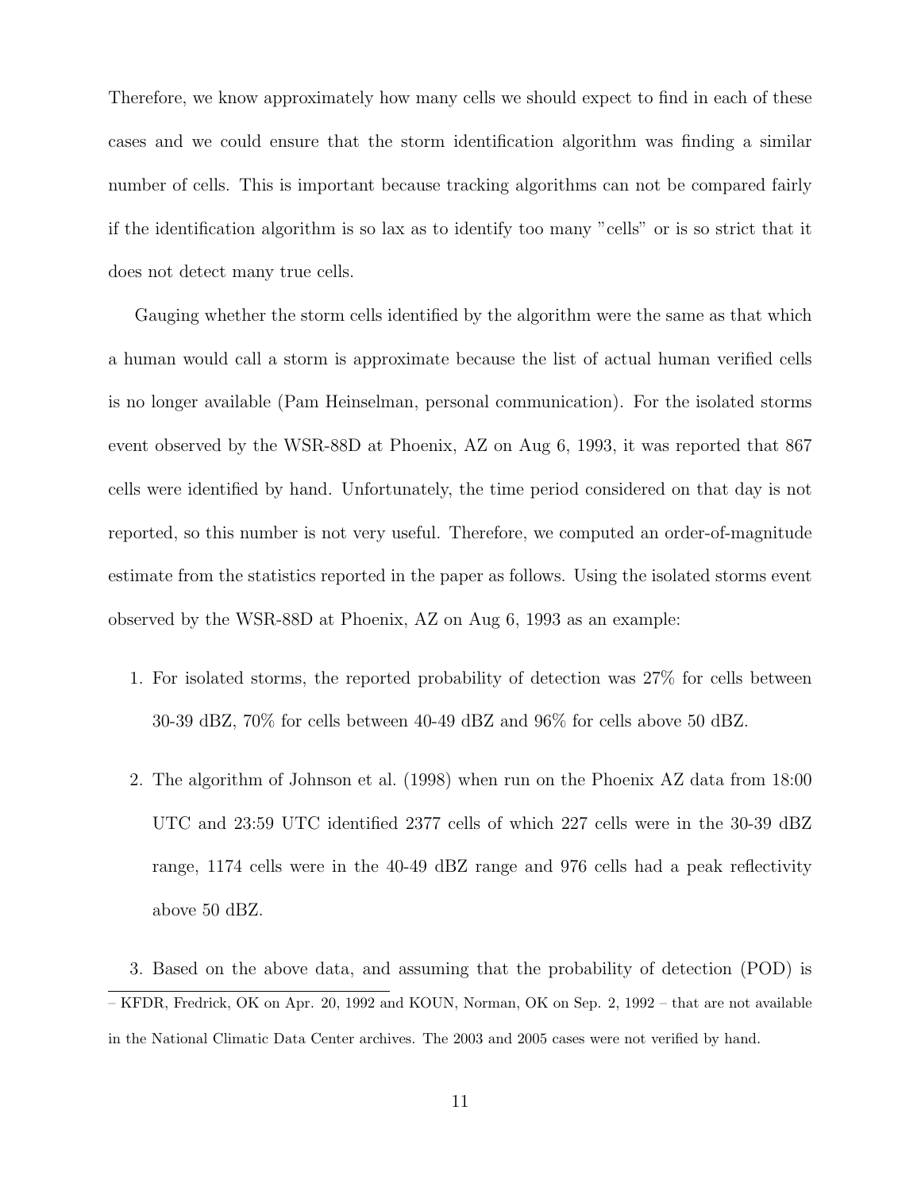Therefore, we know approximately how many cells we should expect to find in each of these cases and we could ensure that the storm identification algorithm was finding a similar number of cells. This is important because tracking algorithms can not be compared fairly if the identification algorithm is so lax as to identify too many "cells" or is so strict that it does not detect many true cells.

Gauging whether the storm cells identified by the algorithm were the same as that which a human would call a storm is approximate because the list of actual human verified cells is no longer available (Pam Heinselman, personal communication). For the isolated storms event observed by the WSR-88D at Phoenix, AZ on Aug 6, 1993, it was reported that 867 cells were identified by hand. Unfortunately, the time period considered on that day is not reported, so this number is not very useful. Therefore, we computed an order-of-magnitude estimate from the statistics reported in the paper as follows. Using the isolated storms event observed by the WSR-88D at Phoenix, AZ on Aug 6, 1993 as an example:

1. For isolated storms, the reported probability of detection was 27% for cells between 30-39 dBZ, 70% for cells between 40-49 dBZ and 96% for cells above 50 dBZ.

2. The algorithm of Johnson et al. (1998) when run on the Phoenix AZ data from 18:00 UTC and 23:59 UTC identified 2377 cells of which 227 cells were in the 30-39 dBZ range, 1174 cells were in the 40-49 dBZ range and 976 cells had a peak reflectivity above 50 dBZ.

3. Based on the above data, and assuming that the probability of detection (POD) is

– KFDR, Fredrick, OK on Apr. 20, 1992 and KOUN, Norman, OK on Sep. 2, 1992 – that are not available in the National Climatic Data Center archives. The 2003 and 2005 cases were not verified by hand.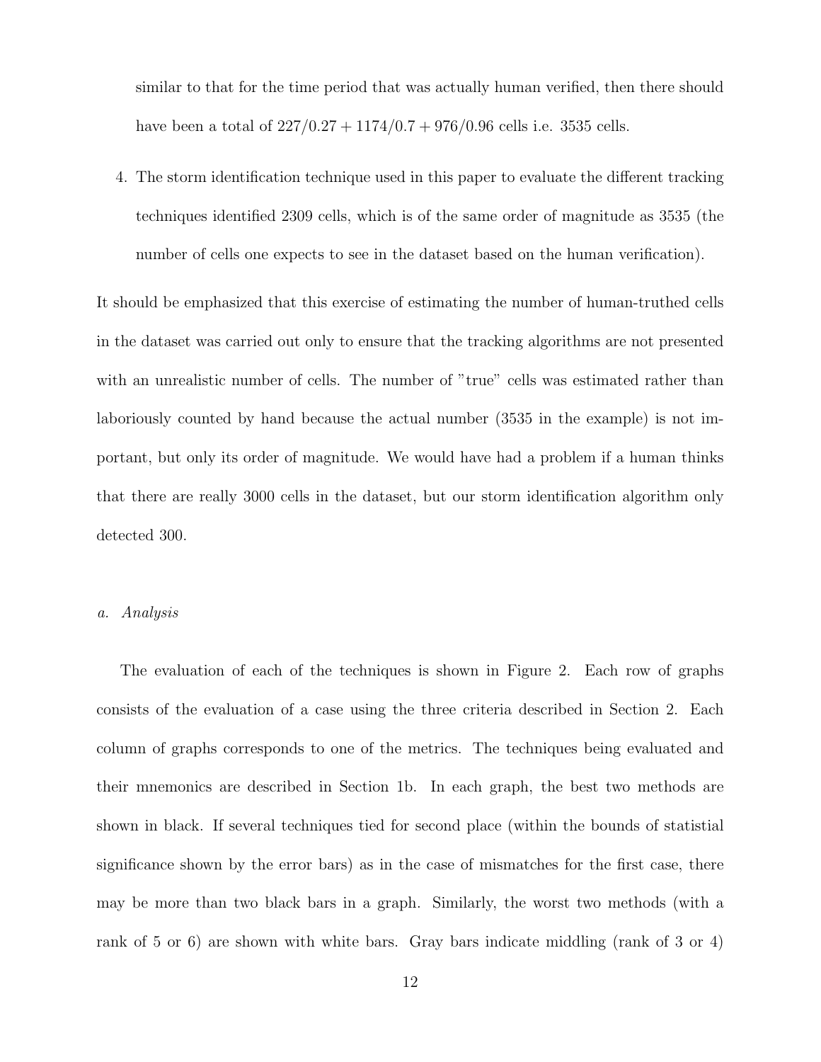similar to that for the time period that was actually human verified, then there should have been a total of $227/0.27 + 1174/0.7 + 976/0.96$ cells i.e. 3535 cells.

4. The storm identification technique used in this paper to evaluate the different tracking techniques identified 2309 cells, which is of the same order of magnitude as 3535 (the number of cells one expects to see in the dataset based on the human verification).

It should be emphasized that this exercise of estimating the number of human-truthed cells in the dataset was carried out only to ensure that the tracking algorithms are not presented with an unrealistic number of cells. The number of "true" cells was estimated rather than laboriously counted by hand because the actual number (3535 in the example) is not important, but only its order of magnitude. We would have had a problem if a human thinks that there are really 3000 cells in the dataset, but our storm identification algorithm only detected 300.

### *a. Analysis*

The evaluation of each of the techniques is shown in Figure 2. Each row of graphs consists of the evaluation of a case using the three criteria described in Section 2. Each column of graphs corresponds to one of the metrics. The techniques being evaluated and their mnemonics are described in Section 1b. In each graph, the best two methods are shown in black. If several techniques tied for second place (within the bounds of statistial significance shown by the error bars) as in the case of mismatches for the first case, there may be more than two black bars in a graph. Similarly, the worst two methods (with a rank of 5 or 6) are shown with white bars. Gray bars indicate middling (rank of 3 or 4)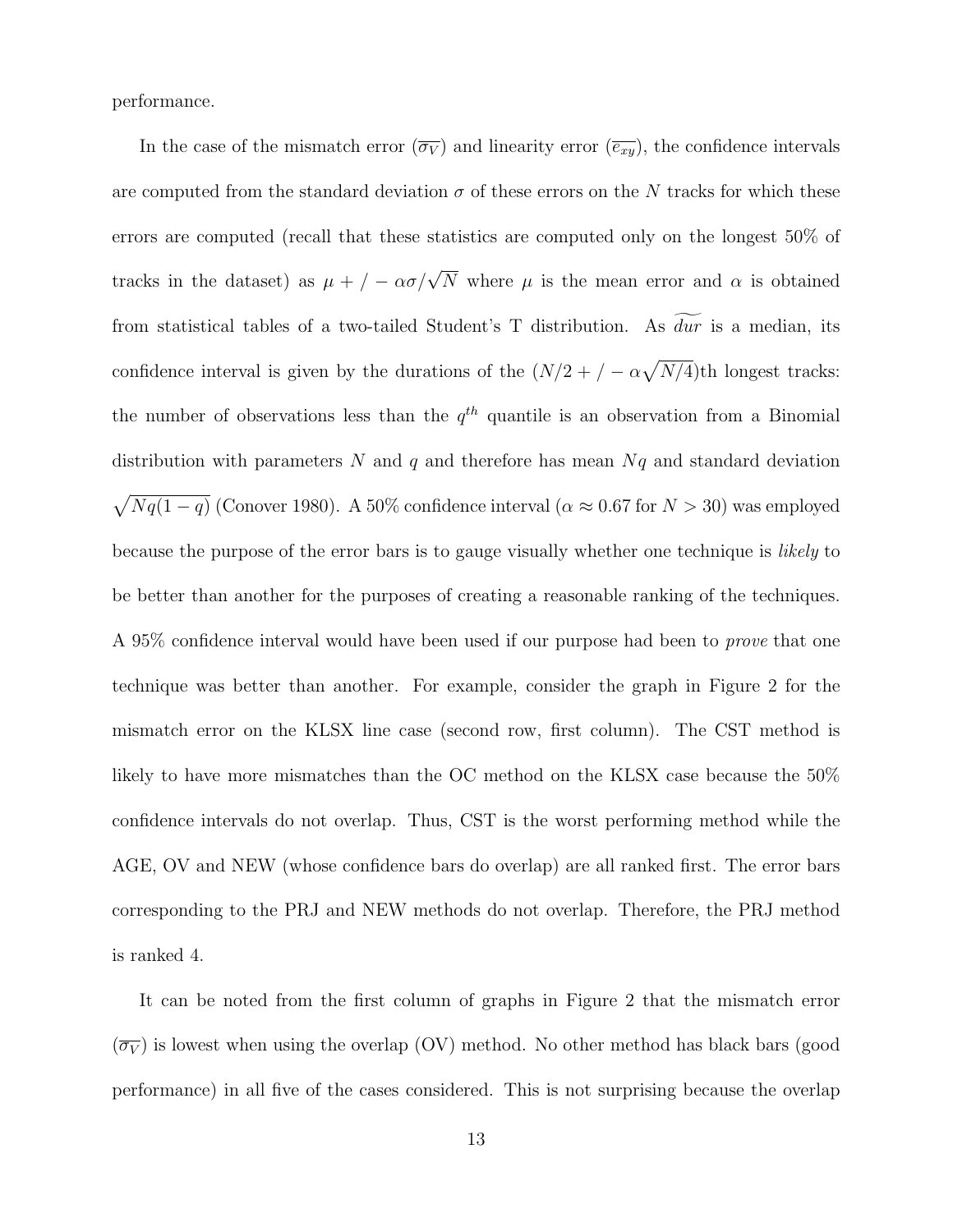performance.

In the case of the mismatch error ($\overline{\sigma_V}$) and linearity error ($\overline{e_{xy}}$), the confidence intervals are computed from the standard deviation $\sigma$ of these errors on the $N$ tracks for which these errors are computed (recall that these statistics are computed only on the longest 50% of tracks in the dataset) as $\mu +/- \alpha\sigma/\sqrt{N}$ where $\mu$ is the mean error and $\alpha$ is obtained from statistical tables of a two-tailed Student's T distribution. As $\widetilde{dur}$ is a median, its confidence interval is given by the durations of the $(N/2 +/- \alpha\sqrt{N/4})$th longest tracks: the number of observations less than the $q^{th}$ quantile is an observation from a Binomial distribution with parameters $N$ and $q$ and therefore has mean $Nq$ and standard deviation $\sqrt{Nq(1-q)}$ (Conover 1980). A 50% confidence interval ($\alpha \approx 0.67$ for $N > 30$) was employed because the purpose of the error bars is to gauge visually whether one technique is *likely* to be better than another for the purposes of creating a reasonable ranking of the techniques. A 95% confidence interval would have been used if our purpose had been to *prove* that one technique was better than another. For example, consider the graph in Figure 2 for the mismatch error on the KLSX line case (second row, first column). The CST method is likely to have more mismatches than the OC method on the KLSX case because the 50% confidence intervals do not overlap. Thus, CST is the worst performing method while the AGE, OV and NEW (whose confidence bars do overlap) are all ranked first. The error bars corresponding to the PRJ and NEW methods do not overlap. Therefore, the PRJ method is ranked 4.

It can be noted from the first column of graphs in Figure 2 that the mismatch error ($\overline{\sigma_V}$) is lowest when using the overlap (OV) method. No other method has black bars (good performance) in all five of the cases considered. This is not surprising because the overlap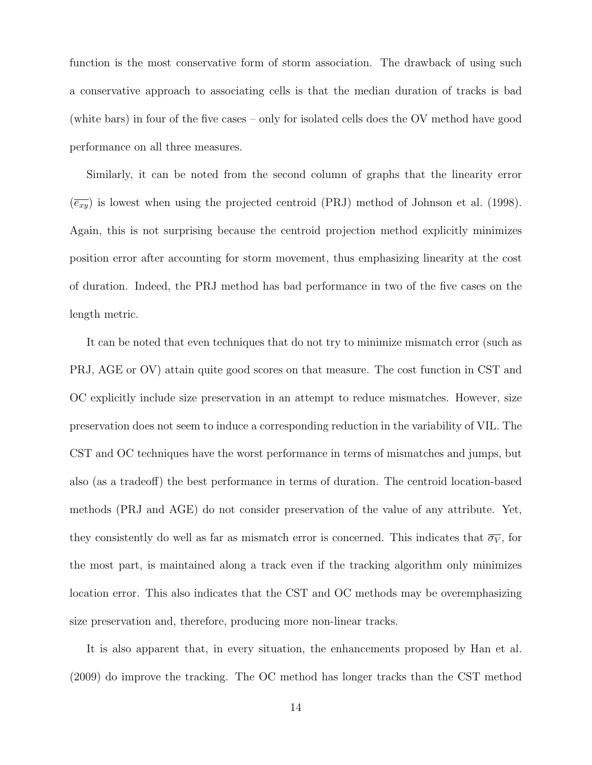function is the most conservative form of storm association. The drawback of using such a conservative approach to associating cells is that the median duration of tracks is bad (white bars) in four of the five cases – only for isolated cells does the OV method have good performance on all three measures.

Similarly, it can be noted from the second column of graphs that the linearity error ($\overline{e_{xy}}$) is lowest when using the projected centroid (PRJ) method of Johnson et al. (1998). Again, this is not surprising because the centroid projection method explicitly minimizes position error after accounting for storm movement, thus emphasizing linearity at the cost of duration. Indeed, the PRJ method has bad performance in two of the five cases on the length metric.

It can be noted that even techniques that do not try to minimize mismatch error (such as PRJ, AGE or OV) attain quite good scores on that measure. The cost function in CST and OC explicitly include size preservation in an attempt to reduce mismatches. However, size preservation does not seem to induce a corresponding reduction in the variability of VIL. The CST and OC techniques have the worst performance in terms of mismatches and jumps, but also (as a tradeoff) the best performance in terms of duration. The centroid location-based methods (PRJ and AGE) do not consider preservation of the value of any attribute. Yet, they consistently do well as far as mismatch error is concerned. This indicates that $\overline{\sigma_V}$, for the most part, is maintained along a track even if the tracking algorithm only minimizes location error. This also indicates that the CST and OC methods may be overemphasizing size preservation and, therefore, producing more non-linear tracks.

It is also apparent that, in every situation, the enhancements proposed by Han et al. (2009) do improve the tracking. The OC method has longer tracks than the CST method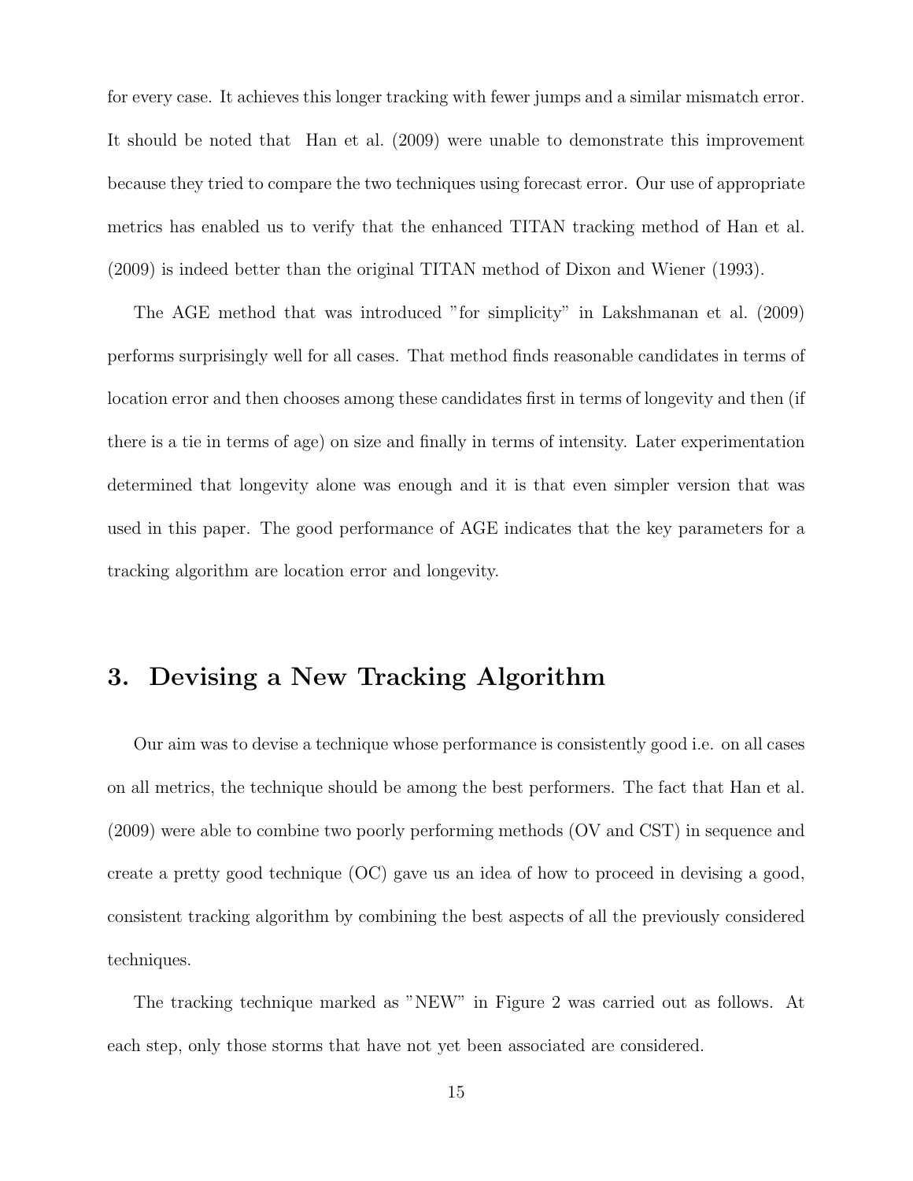for every case. It achieves this longer tracking with fewer jumps and a similar mismatch error. It should be noted that Han et al. (2009) were unable to demonstrate this improvement because they tried to compare the two techniques using forecast error. Our use of appropriate metrics has enabled us to verify that the enhanced TITAN tracking method of Han et al. (2009) is indeed better than the original TITAN method of Dixon and Wiener (1993).

The AGE method that was introduced "for simplicity" in Lakshmanan et al. (2009) performs surprisingly well for all cases. That method finds reasonable candidates in terms of location error and then chooses among these candidates first in terms of longevity and then (if there is a tie in terms of age) on size and finally in terms of intensity. Later experimentation determined that longevity alone was enough and it is that even simpler version that was used in this paper. The good performance of AGE indicates that the key parameters for a tracking algorithm are location error and longevity.

## 3. Devising a New Tracking Algorithm

Our aim was to devise a technique whose performance is consistently good i.e. on all cases on all metrics, the technique should be among the best performers. The fact that Han et al. (2009) were able to combine two poorly performing methods (OV and CST) in sequence and create a pretty good technique (OC) gave us an idea of how to proceed in devising a good, consistent tracking algorithm by combining the best aspects of all the previously considered techniques.

The tracking technique marked as "NEW" in Figure 2 was carried out as follows. At each step, only those storms that have not yet been associated are considered.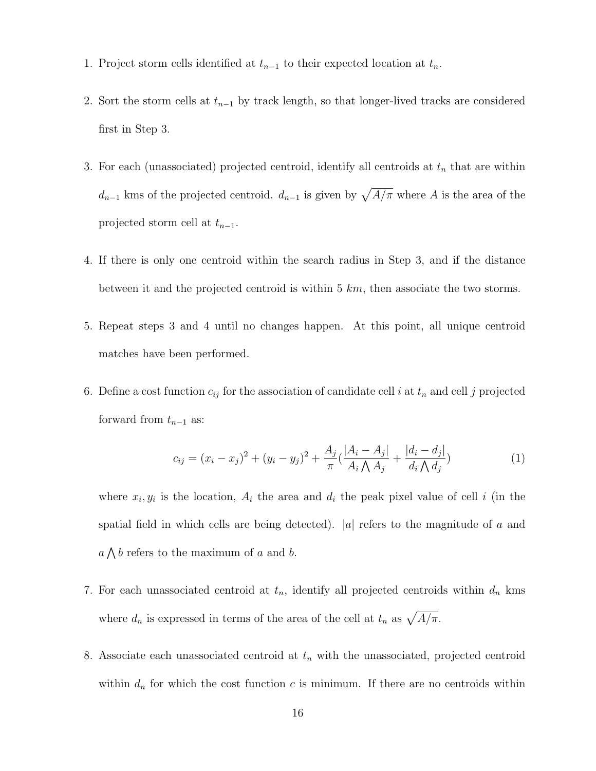1. Project storm cells identified at $t_{n-1}$ to their expected location at $t_n$.

2. Sort the storm cells at $t_{n-1}$ by track length, so that longer-lived tracks are considered first in Step 3.

3. For each (unassociated) projected centroid, identify all centroids at $t_n$ that are within $d_{n-1}$ kms of the projected centroid. $d_{n-1}$ is given by $\sqrt{A/\pi}$ where $A$ is the area of the projected storm cell at $t_{n-1}$.

4. If there is only one centroid within the search radius in Step 3, and if the distance between it and the projected centroid is within 5 $km$, then associate the two storms.

5. Repeat steps 3 and 4 until no changes happen. At this point, all unique centroid matches have been performed.

6. Define a cost function $c_{ij}$ for the association of candidate cell $i$ at $t_n$ and cell $j$ projected forward from $t_{n-1}$ as:

$$c_{ij} = (x_i - x_j)^2 + (y_i - y_j)^2 + \frac{A_j}{\pi}\left(\frac{|A_i - A_j|}{A_i \bigwedge A_j} + \frac{|d_i - d_j|}{d_i \bigwedge d_j}\right) \tag{1}$$

   where $x_i, y_i$ is the location, $A_i$ the area and $d_i$ the peak pixel value of cell $i$ (in the spatial field in which cells are being detected). $|a|$ refers to the magnitude of $a$ and $a \bigwedge b$ refers to the maximum of $a$ and $b$.

7. For each unassociated centroid at $t_n$, identify all projected centroids within $d_n$ kms where $d_n$ is expressed in terms of the area of the cell at $t_n$ as $\sqrt{A/\pi}$.

8. Associate each unassociated centroid at $t_n$ with the unassociated, projected centroid within $d_n$ for which the cost function $c$ is minimum. If there are no centroids within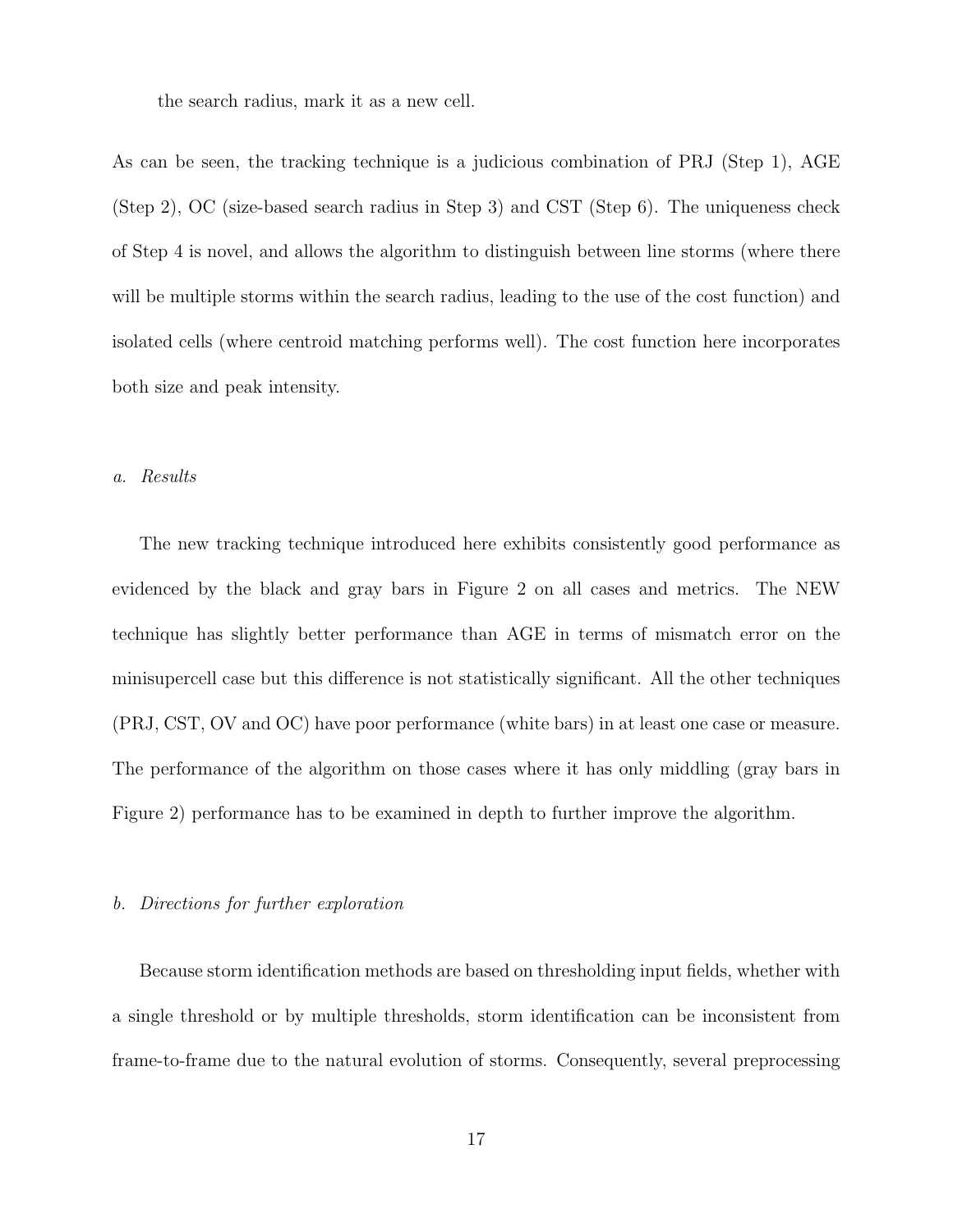the search radius, mark it as a new cell.

As can be seen, the tracking technique is a judicious combination of PRJ (Step 1), AGE (Step 2), OC (size-based search radius in Step 3) and CST (Step 6). The uniqueness check of Step 4 is novel, and allows the algorithm to distinguish between line storms (where there will be multiple storms within the search radius, leading to the use of the cost function) and isolated cells (where centroid matching performs well). The cost function here incorporates both size and peak intensity.

### *a. Results*

The new tracking technique introduced here exhibits consistently good performance as evidenced by the black and gray bars in Figure 2 on all cases and metrics. The NEW technique has slightly better performance than AGE in terms of mismatch error on the minisupercell case but this difference is not statistically significant. All the other techniques (PRJ, CST, OV and OC) have poor performance (white bars) in at least one case or measure. The performance of the algorithm on those cases where it has only middling (gray bars in Figure 2) performance has to be examined in depth to further improve the algorithm.

### *b. Directions for further exploration*

Because storm identification methods are based on thresholding input fields, whether with a single threshold or by multiple thresholds, storm identification can be inconsistent from frame-to-frame due to the natural evolution of storms. Consequently, several preprocessing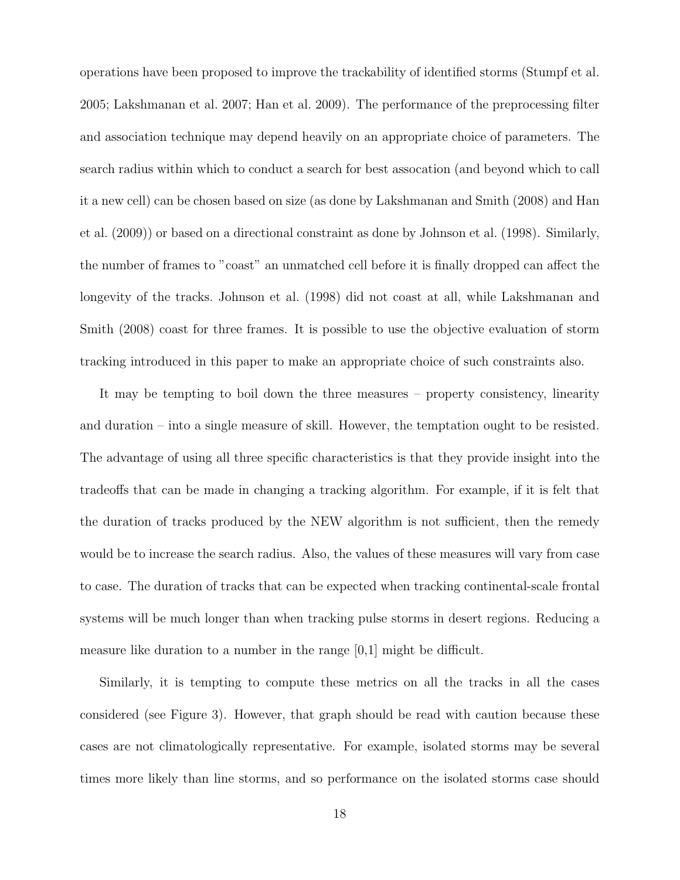operations have been proposed to improve the trackability of identified storms (Stumpf et al. 2005; Lakshmanan et al. 2007; Han et al. 2009). The performance of the preprocessing filter and association technique may depend heavily on an appropriate choice of parameters. The search radius within which to conduct a search for best assocation (and beyond which to call it a new cell) can be chosen based on size (as done by Lakshmanan and Smith (2008) and Han et al. (2009)) or based on a directional constraint as done by Johnson et al. (1998). Similarly, the number of frames to "coast" an unmatched cell before it is finally dropped can affect the longevity of the tracks. Johnson et al. (1998) did not coast at all, while Lakshmanan and Smith (2008) coast for three frames. It is possible to use the objective evaluation of storm tracking introduced in this paper to make an appropriate choice of such constraints also.

It may be tempting to boil down the three measures – property consistency, linearity and duration – into a single measure of skill. However, the temptation ought to be resisted. The advantage of using all three specific characteristics is that they provide insight into the tradeoffs that can be made in changing a tracking algorithm. For example, if it is felt that the duration of tracks produced by the NEW algorithm is not sufficient, then the remedy would be to increase the search radius. Also, the values of these measures will vary from case to case. The duration of tracks that can be expected when tracking continental-scale frontal systems will be much longer than when tracking pulse storms in desert regions. Reducing a measure like duration to a number in the range [0,1] might be difficult.

Similarly, it is tempting to compute these metrics on all the tracks in all the cases considered (see Figure 3). However, that graph should be read with caution because these cases are not climatologically representative. For example, isolated storms may be several times more likely than line storms, and so performance on the isolated storms case should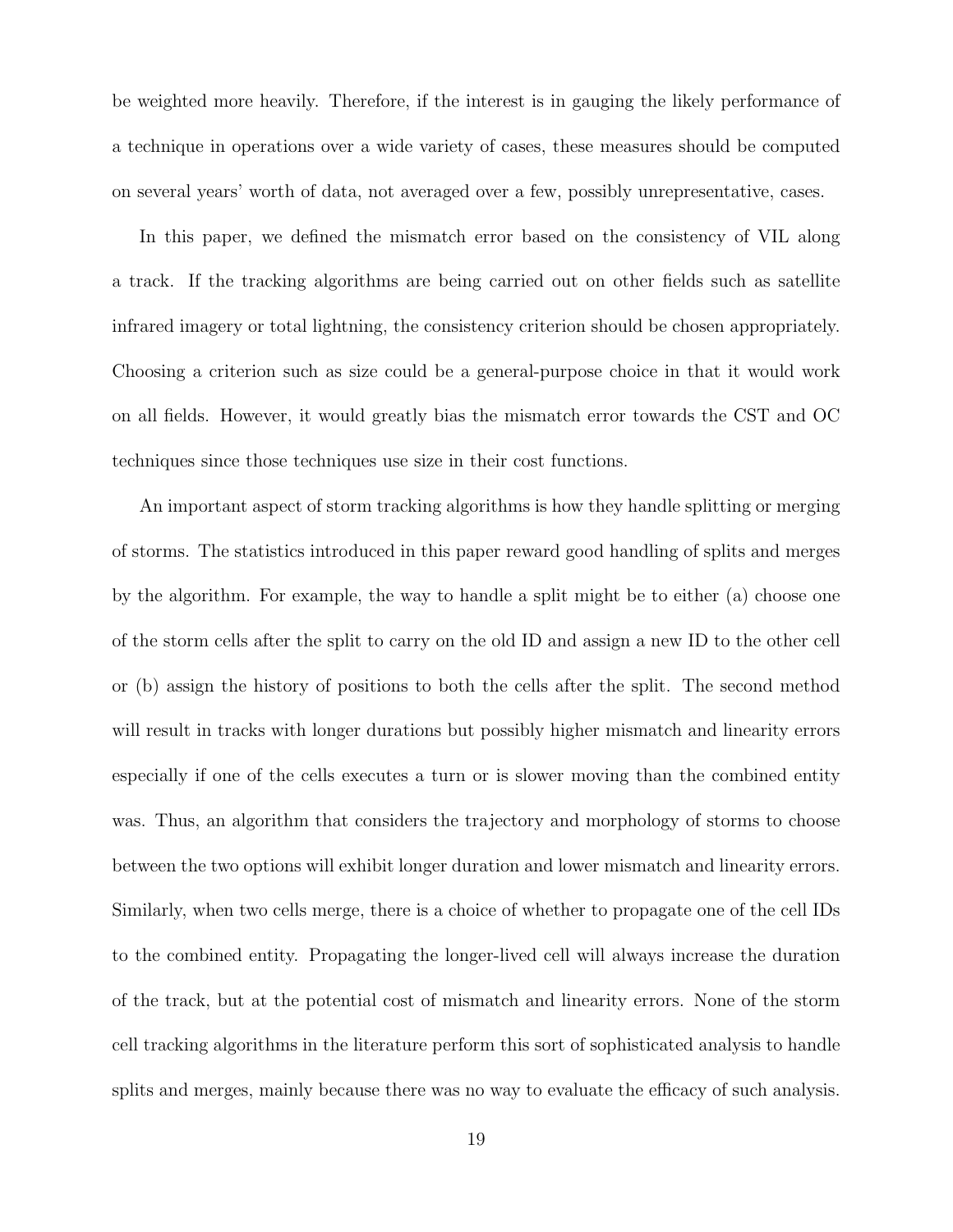be weighted more heavily. Therefore, if the interest is in gauging the likely performance of a technique in operations over a wide variety of cases, these measures should be computed on several years' worth of data, not averaged over a few, possibly unrepresentative, cases.

In this paper, we defined the mismatch error based on the consistency of VIL along a track. If the tracking algorithms are being carried out on other fields such as satellite infrared imagery or total lightning, the consistency criterion should be chosen appropriately. Choosing a criterion such as size could be a general-purpose choice in that it would work on all fields. However, it would greatly bias the mismatch error towards the CST and OC techniques since those techniques use size in their cost functions.

An important aspect of storm tracking algorithms is how they handle splitting or merging of storms. The statistics introduced in this paper reward good handling of splits and merges by the algorithm. For example, the way to handle a split might be to either (a) choose one of the storm cells after the split to carry on the old ID and assign a new ID to the other cell or (b) assign the history of positions to both the cells after the split. The second method will result in tracks with longer durations but possibly higher mismatch and linearity errors especially if one of the cells executes a turn or is slower moving than the combined entity was. Thus, an algorithm that considers the trajectory and morphology of storms to choose between the two options will exhibit longer duration and lower mismatch and linearity errors. Similarly, when two cells merge, there is a choice of whether to propagate one of the cell IDs to the combined entity. Propagating the longer-lived cell will always increase the duration of the track, but at the potential cost of mismatch and linearity errors. None of the storm cell tracking algorithms in the literature perform this sort of sophisticated analysis to handle splits and merges, mainly because there was no way to evaluate the efficacy of such analysis.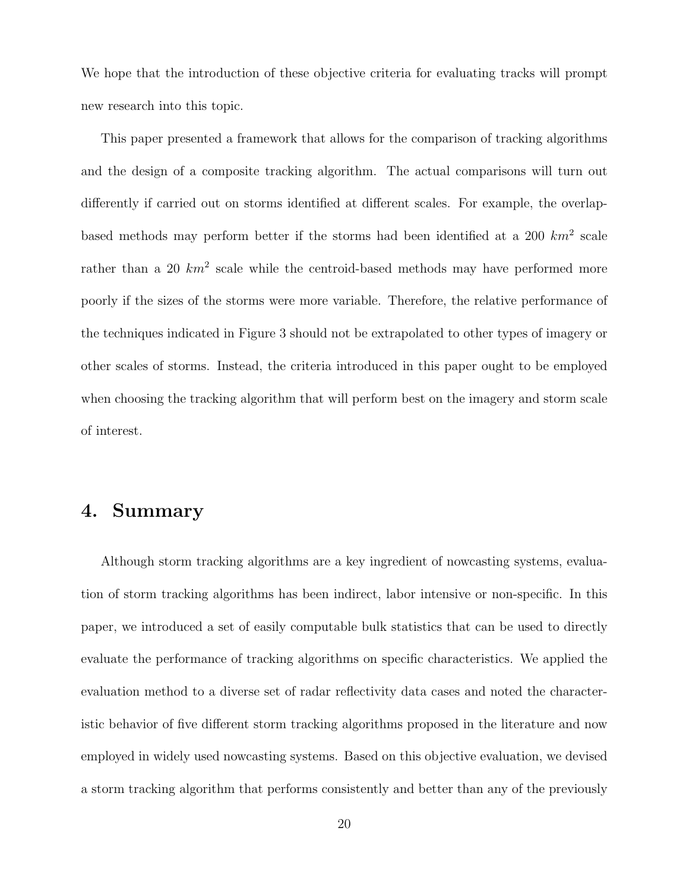We hope that the introduction of these objective criteria for evaluating tracks will prompt new research into this topic.

This paper presented a framework that allows for the comparison of tracking algorithms and the design of a composite tracking algorithm. The actual comparisons will turn out differently if carried out on storms identified at different scales. For example, the overlap-based methods may perform better if the storms had been identified at a 200 $km^2$ scale rather than a 20 $km^2$ scale while the centroid-based methods may have performed more poorly if the sizes of the storms were more variable. Therefore, the relative performance of the techniques indicated in Figure 3 should not be extrapolated to other types of imagery or other scales of storms. Instead, the criteria introduced in this paper ought to be employed when choosing the tracking algorithm that will perform best on the imagery and storm scale of interest.

## 4. Summary

Although storm tracking algorithms are a key ingredient of nowcasting systems, evaluation of storm tracking algorithms has been indirect, labor intensive or non-specific. In this paper, we introduced a set of easily computable bulk statistics that can be used to directly evaluate the performance of tracking algorithms on specific characteristics. We applied the evaluation method to a diverse set of radar reflectivity data cases and noted the characteristic behavior of five different storm tracking algorithms proposed in the literature and now employed in widely used nowcasting systems. Based on this objective evaluation, we devised a storm tracking algorithm that performs consistently and better than any of the previously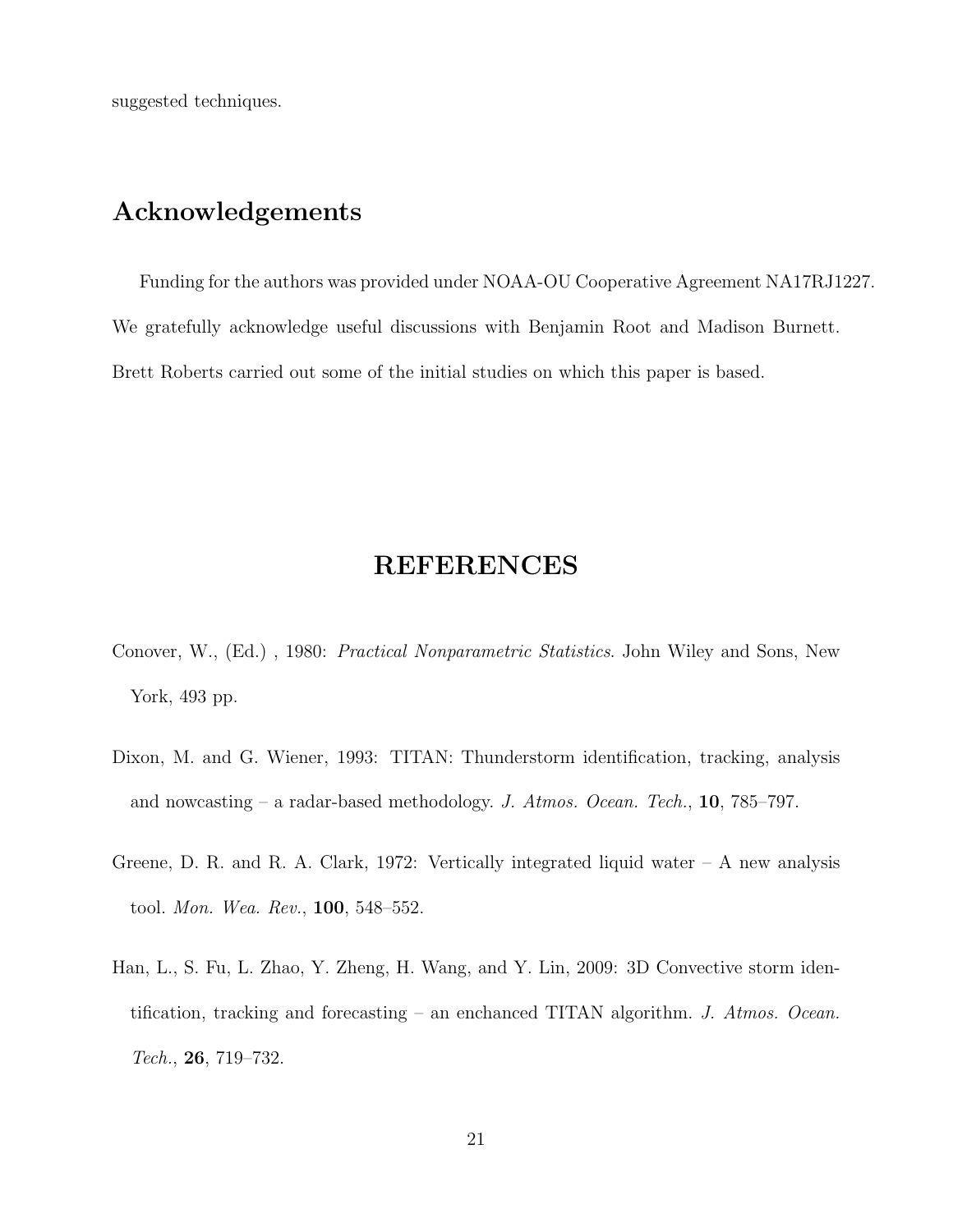suggested techniques.

## Acknowledgements

Funding for the authors was provided under NOAA-OU Cooperative Agreement NA17RJ1227. We gratefully acknowledge useful discussions with Benjamin Root and Madison Burnett. Brett Roberts carried out some of the initial studies on which this paper is based.

# REFERENCES

Conover, W., (Ed.) , 1980: *Practical Nonparametric Statistics*. John Wiley and Sons, New York, 493 pp.

Dixon, M. and G. Wiener, 1993: TITAN: Thunderstorm identification, tracking, analysis and nowcasting – a radar-based methodology. *J. Atmos. Ocean. Tech.*, **10**, 785–797.

Greene, D. R. and R. A. Clark, 1972: Vertically integrated liquid water – A new analysis tool. *Mon. Wea. Rev.*, **100**, 548–552.

Han, L., S. Fu, L. Zhao, Y. Zheng, H. Wang, and Y. Lin, 2009: 3D Convective storm identification, tracking and forecasting – an enchanced TITAN algorithm. *J. Atmos. Ocean. Tech.*, **26**, 719–732.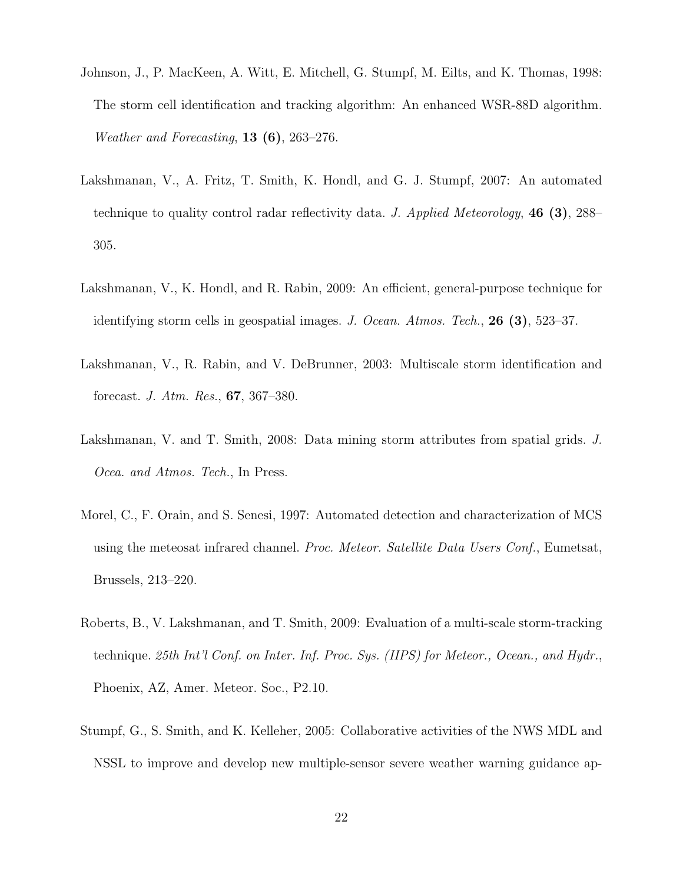Johnson, J., P. MacKeen, A. Witt, E. Mitchell, G. Stumpf, M. Eilts, and K. Thomas, 1998: The storm cell identification and tracking algorithm: An enhanced WSR-88D algorithm. *Weather and Forecasting*, **13 (6)**, 263–276.

Lakshmanan, V., A. Fritz, T. Smith, K. Hondl, and G. J. Stumpf, 2007: An automated technique to quality control radar reflectivity data. *J. Applied Meteorology*, **46 (3)**, 288–305.

Lakshmanan, V., K. Hondl, and R. Rabin, 2009: An efficient, general-purpose technique for identifying storm cells in geospatial images. *J. Ocean. Atmos. Tech.*, **26 (3)**, 523–37.

Lakshmanan, V., R. Rabin, and V. DeBrunner, 2003: Multiscale storm identification and forecast. *J. Atm. Res.*, **67**, 367–380.

Lakshmanan, V. and T. Smith, 2008: Data mining storm attributes from spatial grids. *J. Ocea. and Atmos. Tech.*, In Press.

Morel, C., F. Orain, and S. Senesi, 1997: Automated detection and characterization of MCS using the meteosat infrared channel. *Proc. Meteor. Satellite Data Users Conf.*, Eumetsat, Brussels, 213–220.

Roberts, B., V. Lakshmanan, and T. Smith, 2009: Evaluation of a multi-scale storm-tracking technique. *25th Int'l Conf. on Inter. Inf. Proc. Sys. (IIPS) for Meteor., Ocean., and Hydr.*, Phoenix, AZ, Amer. Meteor. Soc., P2.10.

Stumpf, G., S. Smith, and K. Kelleher, 2005: Collaborative activities of the NWS MDL and NSSL to improve and develop new multiple-sensor severe weather warning guidance ap-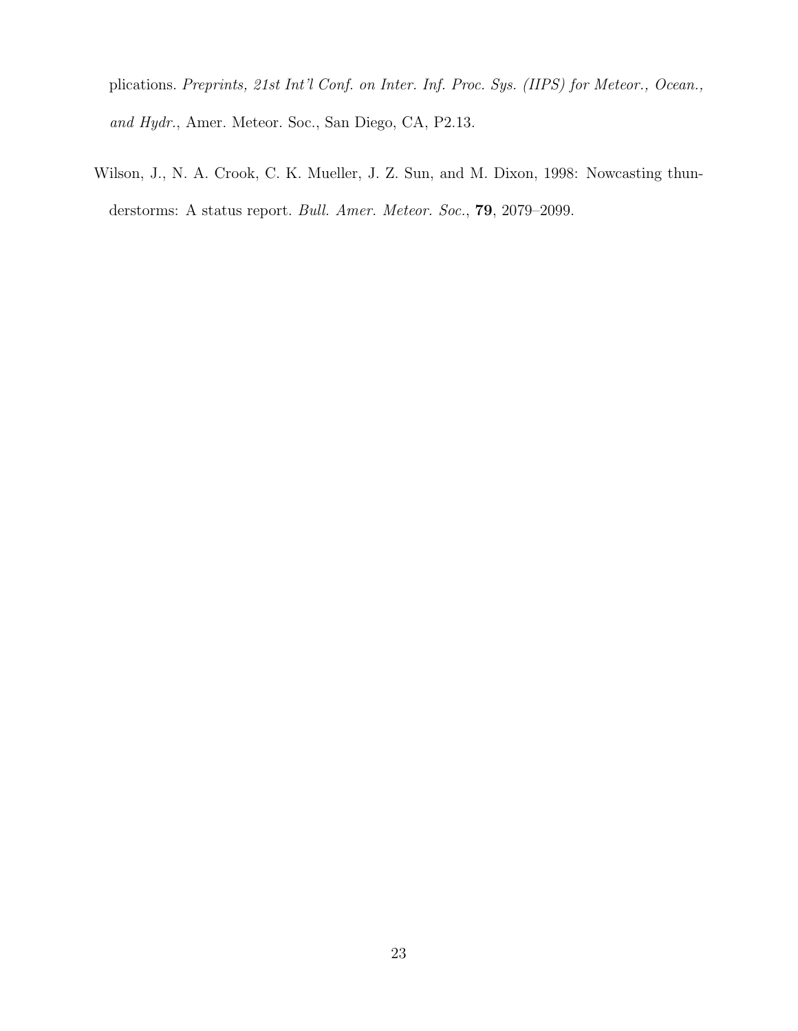plications. *Preprints, 21st Int'l Conf. on Inter. Inf. Proc. Sys. (IIPS) for Meteor., Ocean., and Hydr.*, Amer. Meteor. Soc., San Diego, CA, P2.13.

Wilson, J., N. A. Crook, C. K. Mueller, J. Z. Sun, and M. Dixon, 1998: Nowcasting thunderstorms: A status report. *Bull. Amer. Meteor. Soc.*, **79**, 2079–2099.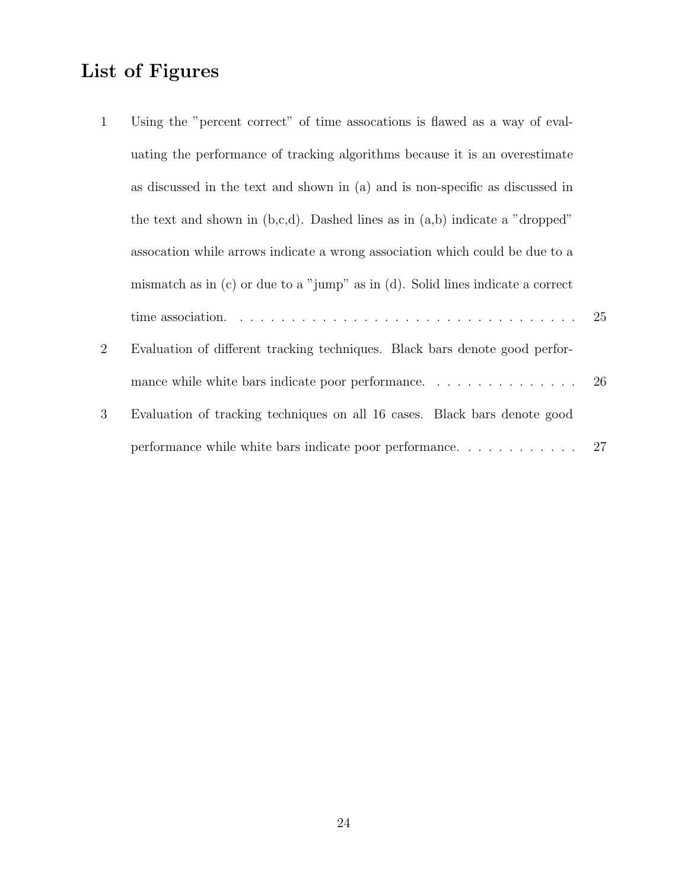# List of Figures

1 Using the "percent correct" of time assocations is flawed as a way of evaluating the performance of tracking algorithms because it is an overestimate as discussed in the text and shown in (a) and is non-specific as discussed in the text and shown in (b,c,d). Dashed lines as in (a,b) indicate a "dropped" assocation while arrows indicate a wrong association which could be due to a mismatch as in (c) or due to a "jump" as in (d). Solid lines indicate a correct time association. . . . . . . . . . . . . . . . . . . . . . . . . . . . . . . . . . . 25

2 Evaluation of different tracking techniques. Black bars denote good performance while white bars indicate poor performance. . . . . . . . . . . . . . . 26

3 Evaluation of tracking techniques on all 16 cases. Black bars denote good performance while white bars indicate poor performance. . . . . . . . . . . . 27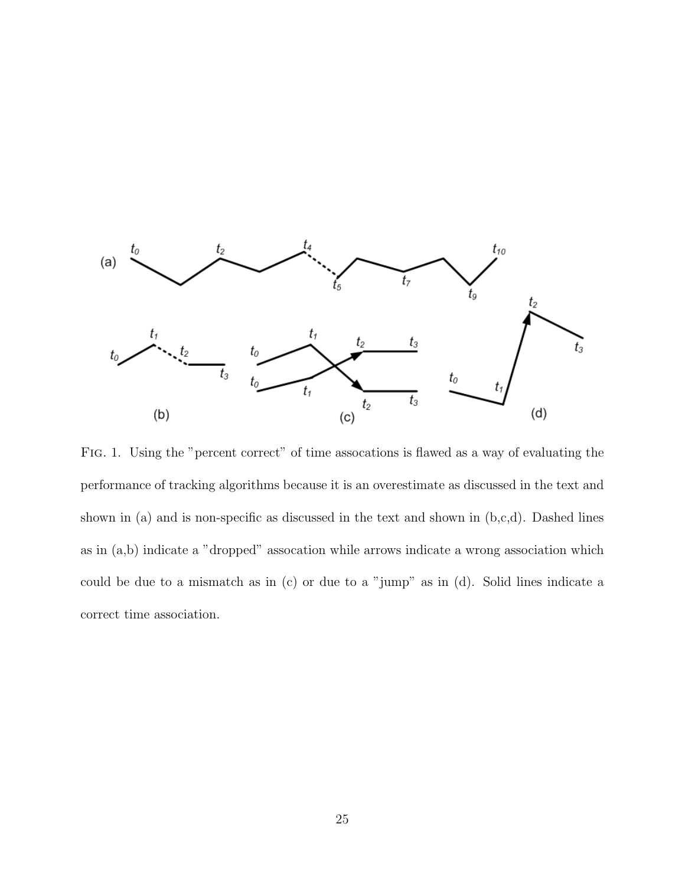FIG. 1. Using the "percent correct" of time assocations is flawed as a way of evaluating the performance of tracking algorithms because it is an overestimate as discussed in the text and shown in (a) and is non-specific as discussed in the text and shown in (b,c,d). Dashed lines as in (a,b) indicate a "dropped" assocation while arrows indicate a wrong association which could be due to a mismatch as in (c) or due to a "jump" as in (d). Solid lines indicate a correct time association.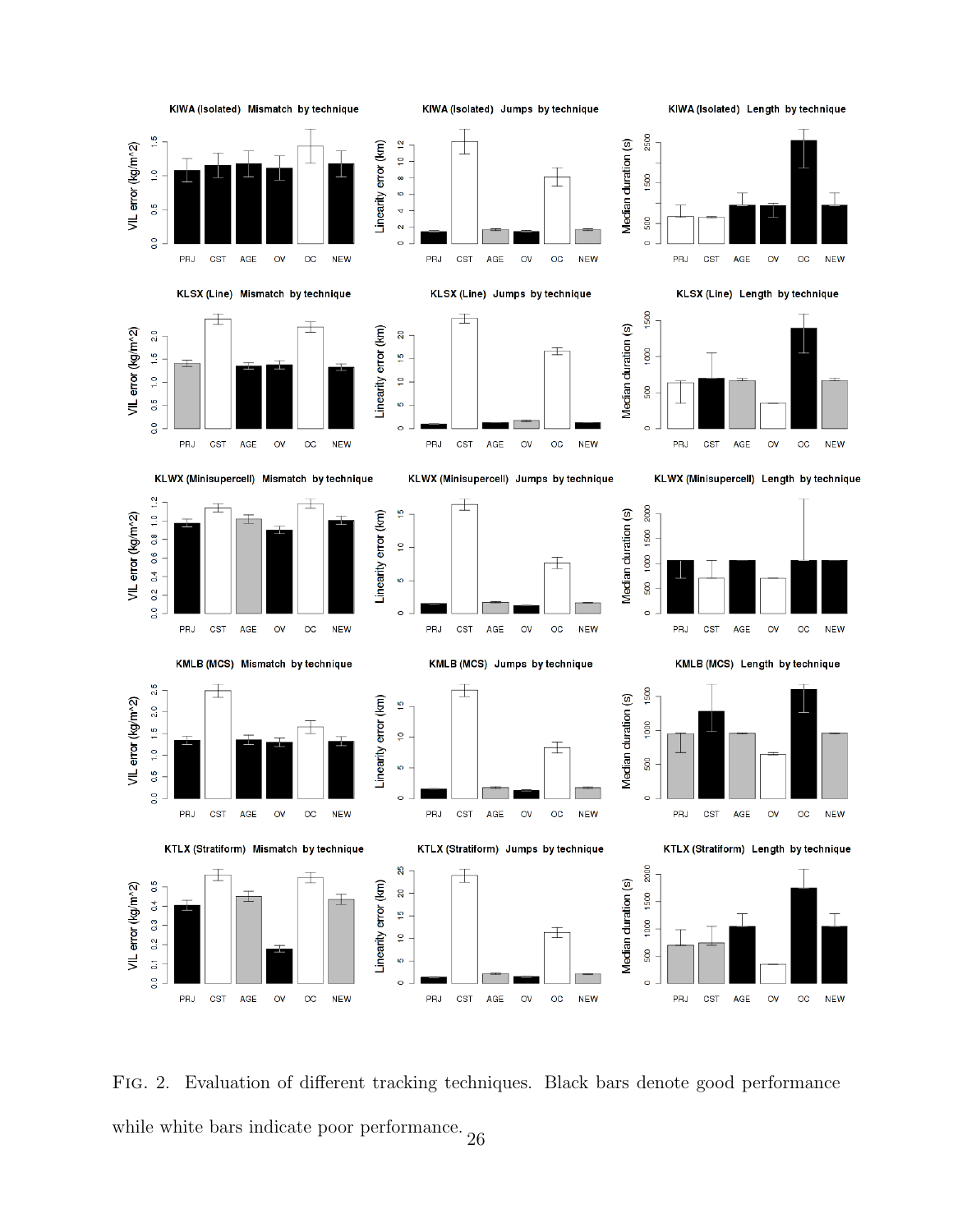FIG. 2. Evaluation of different tracking techniques. Black bars denote good performance while white bars indicate poor performance.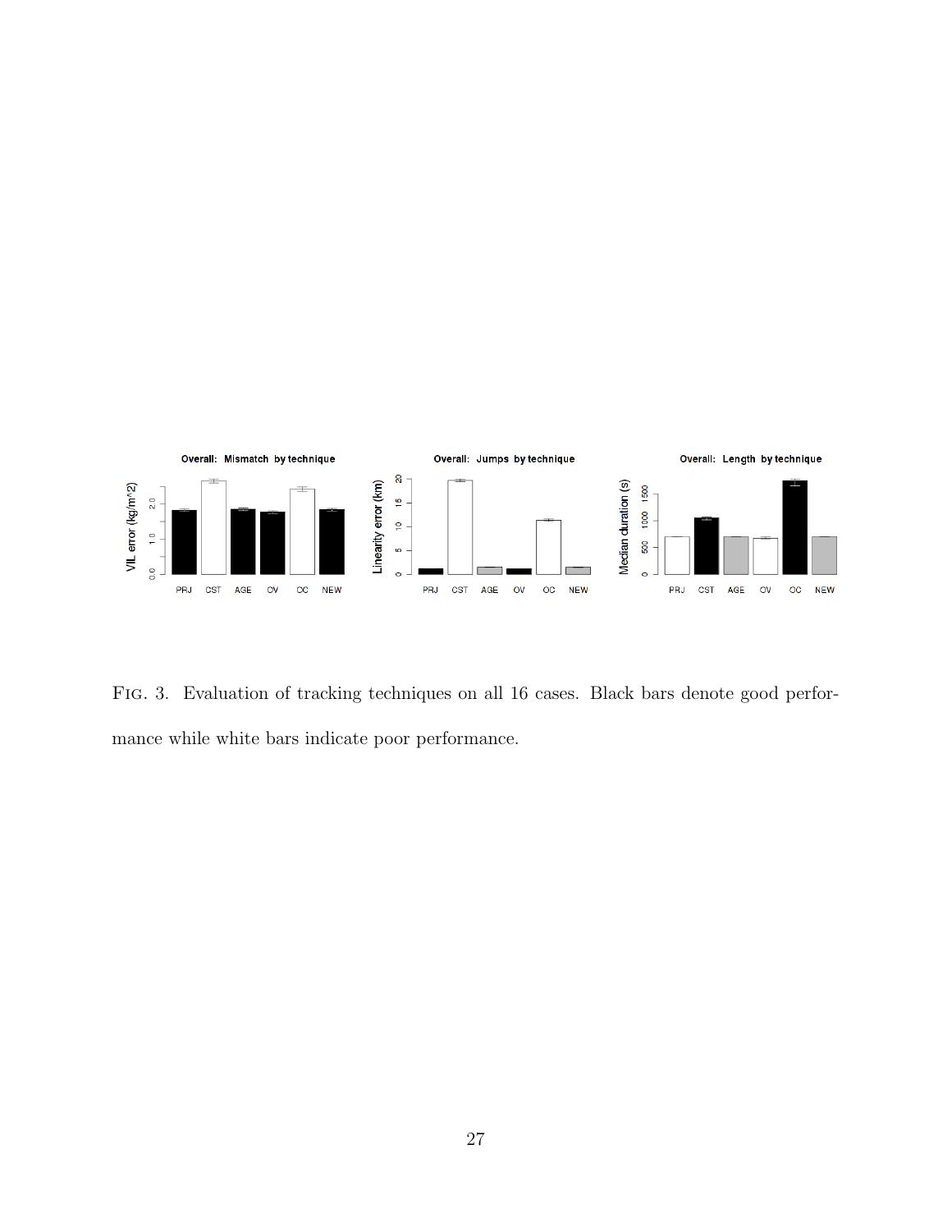Overall: Mismatch by technique

VIL error (kg/m^2)

0.0 1.0 2.0

PRJ CST AGE OV OC NEW

Overall: Jumps by technique

Linearity error (km)

0 5 10 15 20

PRJ CST AGE OV OC NEW

Overall: Length by technique

Median duration (s)

0 500 1000 1500

PRJ CST AGE OV OC NEW

Fig. 3. Evaluation of tracking techniques on all 16 cases. Black bars denote good performance while white bars indicate poor performance.